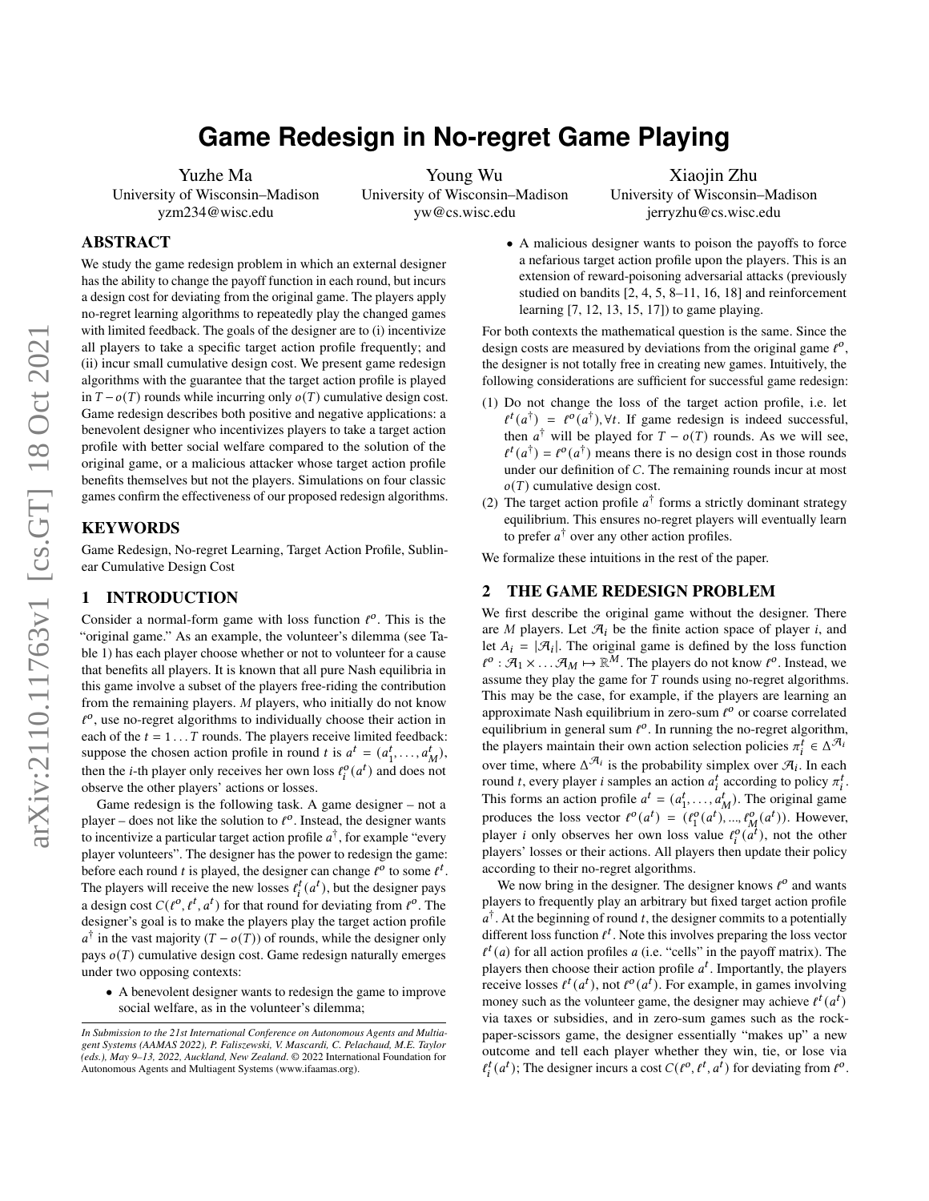# Game Redesign in No-regret Game Playing

Yuzhe Ma
University of Wisconsin–Madison
yzm234@wisc.edu

Young Wu
University of Wisconsin–Madison
yw@cs.wisc.edu

Xiaojin Zhu
University of Wisconsin–Madison
jerryzhu@cs.wisc.edu

## ABSTRACT

We study the game redesign problem in which an external designer has the ability to change the payoff function in each round, but incurs a design cost for deviating from the original game. The players apply no-regret learning algorithms to repeatedly play the changed games with limited feedback. The goals of the designer are to (i) incentivize all players to take a specific target action profile frequently; and (ii) incur small cumulative design cost. We present game redesign algorithms with the guarantee that the target action profile is played in $T - o(T)$ rounds while incurring only $o(T)$ cumulative design cost. Game redesign describes both positive and negative applications: a benevolent designer who incentivizes players to take a target action profile with better social welfare compared to the solution of the original game, or a malicious attacker whose target action profile benefits themselves but not the players. Simulations on four classic games confirm the effectiveness of our proposed redesign algorithms.

## KEYWORDS

Game Redesign, No-regret Learning, Target Action Profile, Sublinear Cumulative Design Cost

## 1 INTRODUCTION

Consider a normal-form game with loss function $\ell^o$. This is the "original game." As an example, the volunteer's dilemma (see Table 1) has each player choose whether or not to volunteer for a cause that benefits all players. It is known that all pure Nash equilibria in this game involve a subset of the players free-riding the contribution from the remaining players. $M$ players, who initially do not know $\ell^o$, use no-regret algorithms to individually choose their action in each of the $t = 1 \dots T$ rounds. The players receive limited feedback: suppose the chosen action profile in round $t$ is $a^t = (a_1^t, \dots, a_M^t)$, then the $i$-th player only receives her own loss $\ell_i^o(a^t)$ and does not observe the other players' actions or losses.

Game redesign is the following task. A game designer – not a player – does not like the solution to $\ell^o$. Instead, the designer wants to incentivize a particular target action profile $a^\dagger$, for example "every player volunteers". The designer has the power to redesign the game: before each round $t$ is played, the designer can change $\ell^o$ to some $\ell^t$. The players will receive the new losses $\ell_i^t(a^t)$, but the designer pays a design cost $C(\ell^o, \ell^t, a^t)$ for that round for deviating from $\ell^o$. The designer's goal is to make the players play the target action profile $a^\dagger$ in the vast majority ($T - o(T)$) of rounds, while the designer only pays $o(T)$ cumulative design cost. Game redesign naturally emerges under two opposing contexts:

- A benevolent designer wants to redesign the game to improve social welfare, as in the volunteer's dilemma;
- A malicious designer wants to poison the payoffs to force a nefarious target action profile upon the players. This is an extension of reward-poisoning adversarial attacks (previously studied on bandits [2, 4, 5, 8–11, 16, 18] and reinforcement learning [7, 12, 13, 15, 17]) to game playing.

For both contexts the mathematical question is the same. Since the design costs are measured by deviations from the original game $\ell^o$, the designer is not totally free in creating new games. Intuitively, the following considerations are sufficient for successful game redesign:

(1) Do not change the loss of the target action profile, i.e. let $\ell^t(a^\dagger) = \ell^o(a^\dagger), \forall t$. If game redesign is indeed successful, then $a^\dagger$ will be played for $T - o(T)$ rounds. As we will see, $\ell^t(a^\dagger) = \ell^o(a^\dagger)$ means there is no design cost in those rounds under our definition of $C$. The remaining rounds incur at most $o(T)$ cumulative design cost.
(2) The target action profile $a^\dagger$ forms a strictly dominant strategy equilibrium. This ensures no-regret players will eventually learn to prefer $a^\dagger$ over any other action profiles.

We formalize these intuitions in the rest of the paper.

## 2 THE GAME REDESIGN PROBLEM

We first describe the original game without the designer. There are $M$ players. Let $\mathcal{A}_i$ be the finite action space of player $i$, and let $A_i = |\mathcal{A}_i|$. The original game is defined by the loss function $\ell^o : \mathcal{A}_1 \times \dots \mathcal{A}_M \mapsto \mathbb{R}^M$. The players do not know $\ell^o$. Instead, we assume they play the game for $T$ rounds using no-regret algorithms. This may be the case, for example, if the players are learning an approximate Nash equilibrium in zero-sum $\ell^o$ or coarse correlated equilibrium in general sum $\ell^o$. In running the no-regret algorithm, the players maintain their own action selection policies $\pi_i^t \in \Delta^{\mathcal{A}_i}$ over time, where $\Delta^{\mathcal{A}_i}$ is the probability simplex over $\mathcal{A}_i$. In each round $t$, every player $i$ samples an action $a_i^t$ according to policy $\pi_i^t$. This forms an action profile $a^t = (a_1^t, \dots, a_M^t)$. The original game produces the loss vector $\ell^o(a^t) = (\ell_1^o(a^t), ..., \ell_M^o(a^t))$. However, player $i$ only observes her own loss value $\ell_i^o(a^t)$, not the other players' losses or their actions. All players then update their policy according to their no-regret algorithms.

We now bring in the designer. The designer knows $\ell^o$ and wants players to frequently play an arbitrary but fixed target action profile $a^\dagger$. At the beginning of round $t$, the designer commits to a potentially different loss function $\ell^t$. Note this involves preparing the loss vector $\ell^t(a)$ for all action profiles $a$ (i.e. "cells" in the payoff matrix). The players then choose their action profile $a^t$. Importantly, the players receive losses $\ell^t(a^t)$, not $\ell^o(a^t)$. For example, in games involving money such as the volunteer game, the designer may achieve $\ell^t(a^t)$ via taxes or subsidies, and in zero-sum games such as the rock-paper-scissors game, the designer essentially "makes up" a new outcome and tell each player whether they win, tie, or lose via $\ell_i^t(a^t)$; The designer incurs a cost $C(\ell^o, \ell^t, a^t)$ for deviating from $\ell^o$.

*In Submission to the 21st International Conference on Autonomous Agents and Multiagent Systems (AAMAS 2022), P. Faliszewski, V. Mascardi, C. Pelachaud, M.E. Taylor (eds.), May 9–13, 2022, Auckland, New Zealand.* © 2022 International Foundation for Autonomous Agents and Multiagent Systems (www.ifaamas.org).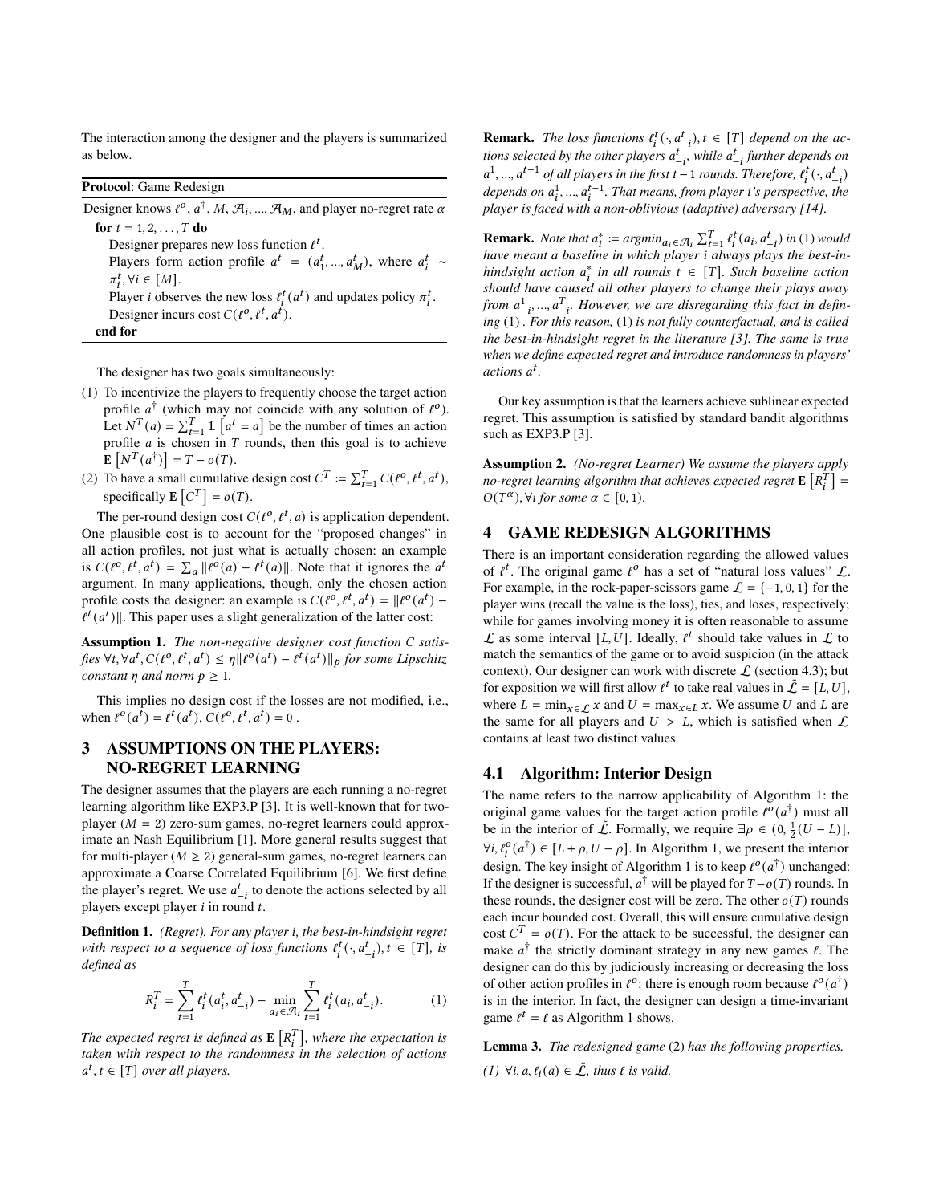The interaction among the designer and the players is summarized as below.

**Protocol**: Game Redesign

Designer knows $\ell^o$, $a^\dagger$, $M$, $\mathcal{A}_i, ..., \mathcal{A}_M$, and player no-regret rate $\alpha$

**for** $t = 1, 2, \ldots, T$ **do**

Designer prepares new loss function $\ell^t$.

Players form action profile $a^t = (a_1^t, ..., a_M^t)$, where $a_i^t \sim \pi_i^t, \forall i \in [M]$.

Player $i$ observes the new loss $\ell_i^t(a^t)$ and updates policy $\pi_i^t$.

Designer incurs cost $C(\ell^o, \ell^t, a^t)$.

**end for**

The designer has two goals simultaneously:

(1) To incentivize the players to frequently choose the target action profile $a^\dagger$ (which may not coincide with any solution of $\ell^o$). Let $N^T(a) = \sum_{t=1}^T \mathbb{1}\left[a^t = a\right]$ be the number of times an action profile $a$ is chosen in $T$ rounds, then this goal is to achieve $\mathbf{E}\left[N^T(a^\dagger)\right] = T - o(T)$.

(2) To have a small cumulative design cost $C^T := \sum_{t=1}^T C(\ell^o, \ell^t, a^t)$, specifically $\mathbf{E}\left[C^T\right] = o(T)$.

The per-round design cost $C(\ell^o, \ell^t, a)$ is application dependent. One plausible cost is to account for the "proposed changes" in all action profiles, not just what is actually chosen: an example is $C(\ell^o, \ell^t, a^t) = \sum_a \|\ell^o(a) - \ell^t(a)\|$. Note that it ignores the $a^t$ argument. In many applications, though, only the chosen action profile costs the designer: an example is $C(\ell^o, \ell^t, a^t) = \|\ell^o(a^t) - \ell^t(a^t)\|$. This paper uses a slight generalization of the latter cost:

**Assumption 1.** *The non-negative designer cost function $C$ satisfies $\forall t, \forall a^t, C(\ell^o, \ell^t, a^t) \leq \eta \|\ell^o(a^t) - \ell^t(a^t)\|_p$ for some Lipschitz constant $\eta$ and norm $p \geq 1$.*

This implies no design cost if the losses are not modified, i.e., when $\ell^o(a^t) = \ell^t(a^t)$, $C(\ell^o, \ell^t, a^t) = 0$ .

# 3 ASSUMPTIONS ON THE PLAYERS: NO-REGRET LEARNING

The designer assumes that the players are each running a no-regret learning algorithm like EXP3.P [3]. It is well-known that for two-player ($M = 2$) zero-sum games, no-regret learners could approximate an Nash Equilibrium [1]. More general results suggest that for multi-player ($M \geq 2$) general-sum games, no-regret learners can approximate a Coarse Correlated Equilibrium [6]. We first define the player's regret. We use $a_{-i}^t$ to denote the actions selected by all players except player $i$ in round $t$.

**Definition 1.** *(Regret). For any player i, the best-in-hindsight regret with respect to a sequence of loss functions $\ell_i^t(\cdot, a_{-i}^t), t \in [T]$, is defined as*

$$R_i^T = \sum_{t=1}^T \ell_i^t(a_i^t, a_{-i}^t) - \min_{a_i \in \mathcal{A}_i} \sum_{t=1}^T \ell_i^t(a_i, a_{-i}^t). \quad (1)$$

*The expected regret is defined as $\mathbf{E}\left[R_i^T\right]$, where the expectation is taken with respect to the randomness in the selection of actions $a^t, t \in [T]$ over all players.*

**Remark.** *The loss functions $\ell_i^t(\cdot, a_{-i}^t), t \in [T]$ depend on the actions selected by the other players $a_{-i}^t$, while $a_{-i}^t$ further depends on $a^1, ..., a^{t-1}$ of all players in the first $t-1$ rounds. Therefore, $\ell_i^t(\cdot, a_{-i}^t)$ depends on $a_i^1, ..., a_i^{t-1}$. That means, from player i's perspective, the player is faced with a non-oblivious (adaptive) adversary [14].*

**Remark.** *Note that $a_i^* := argmin_{a_i \in \mathcal{A}_i} \sum_{t=1}^T \ell_i^t(a_i, a_{-i}^t)$ in (1) would have meant a baseline in which player i always plays the best-in-hindsight action $a_i^*$ in all rounds $t \in [T]$. Such baseline action should have caused all other players to change their plays away from $a_{-i}^1, ..., a_{-i}^T$. However, we are disregarding this fact in defining (1) . For this reason, (1) is not fully counterfactual, and is called the best-in-hindsight regret in the literature [3]. The same is true when we define expected regret and introduce randomness in players' actions $a^t$.*

Our key assumption is that the learners achieve sublinear expected regret. This assumption is satisfied by standard bandit algorithms such as EXP3.P [3].

**Assumption 2.** *(No-regret Learner) We assume the players apply no-regret learning algorithm that achieves expected regret $\mathbf{E}\left[R_i^T\right] = O(T^\alpha), \forall i$ for some $\alpha \in [0, 1)$.*

# 4 GAME REDESIGN ALGORITHMS

There is an important consideration regarding the allowed values of $\ell^t$. The original game $\ell^o$ has a set of "natural loss values" $\mathcal{L}$. For example, in the rock-paper-scissors game $\mathcal{L} = \{-1, 0, 1\}$ for the player wins (recall the value is the loss), ties, and loses, respectively; while for games involving money it is often reasonable to assume $\mathcal{L}$ as some interval $[L, U]$. Ideally, $\ell^t$ should take values in $\mathcal{L}$ to match the semantics of the game or to avoid suspicion (in the attack context). Our designer can work with discrete $\mathcal{L}$ (section 4.3); but for exposition we will first allow $\ell^t$ to take real values in $\tilde{\mathcal{L}} = [L, U]$, where $L = \min_{x \in \mathcal{L}} x$ and $U = \max_{x \in L} x$. We assume $U$ and $L$ are the same for all players and $U > L$, which is satisfied when $\mathcal{L}$ contains at least two distinct values.

## 4.1 Algorithm: Interior Design

The name refers to the narrow applicability of Algorithm 1: the original game values for the target action profile $\ell^o(a^\dagger)$ must all be in the interior of $\tilde{\mathcal{L}}$. Formally, we require $\exists \rho \in (0, \frac{1}{2}(U - L)]$, $\forall i, \ell_i^o(a^\dagger) \in [L + \rho, U - \rho]$. In Algorithm 1, we present the interior design. The key insight of Algorithm 1 is to keep $\ell^o(a^\dagger)$ unchanged: If the designer is successful, $a^\dagger$ will be played for $T - o(T)$ rounds. In these rounds, the designer cost will be zero. The other $o(T)$ rounds each incur bounded cost. Overall, this will ensure cumulative design cost $C^T = o(T)$. For the attack to be successful, the designer can make $a^\dagger$ the strictly dominant strategy in any new games $\ell$. The designer can do this by judiciously increasing or decreasing the loss of other action profiles in $\ell^o$: there is enough room because $\ell^o(a^\dagger)$ is in the interior. In fact, the designer can design a time-invariant game $\ell^t = \ell$ as Algorithm 1 shows.

**Lemma 3.** *The redesigned game (2) has the following properties.*

*(1) $\forall i, a, \ell_i(a) \in \tilde{\mathcal{L}}$, thus $\ell$ is valid.*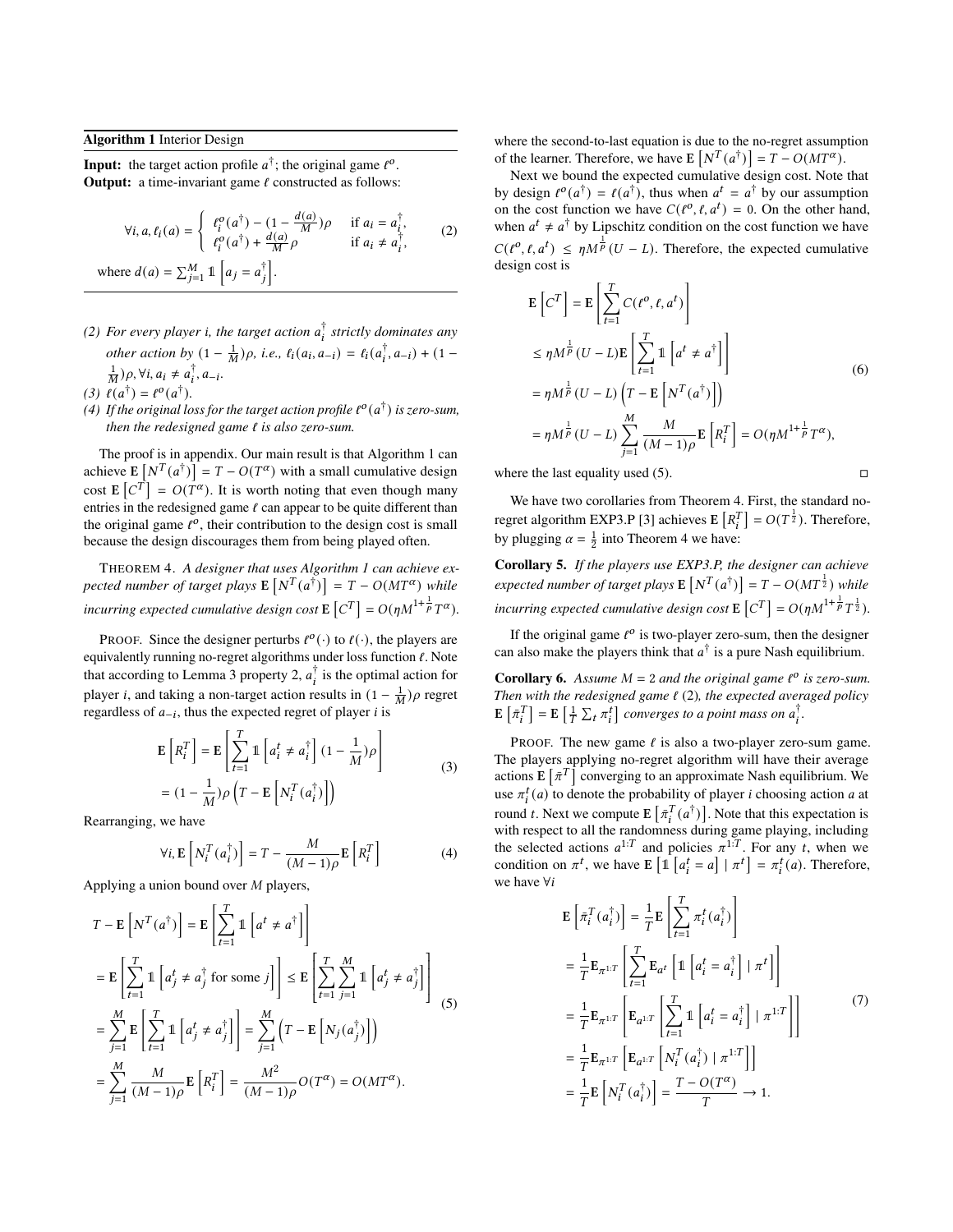**Algorithm 1** Interior Design

**Input:** the target action profile $a^\dagger$; the original game $\ell^o$.
**Output:** a time-invariant game $\ell$ constructed as follows:

$$\forall i, a, \ell_i(a) = \begin{cases} \ell_i^o(a^\dagger) - (1 - \frac{d(a)}{M})\rho & \text{if } a_i = a_i^\dagger, \\ \ell_i^o(a^\dagger) + \frac{d(a)}{M}\rho & \text{if } a_i \neq a_i^\dagger, \end{cases} \tag{2}$$

where $d(a) = \sum_{j=1}^M \mathbb{1}\left[a_j = a_j^\dagger\right]$.

*(2) For every player i, the target action $a_i^\dagger$ strictly dominates any other action by $(1 - \frac{1}{M})\rho$, i.e., $\ell_i(a_i, a_{-i}) = \ell_i(a_i^\dagger, a_{-i}) + (1 - \frac{1}{M})\rho, \forall i, a_i \neq a_i^\dagger, a_{-i}$.*

*(3) $\ell(a^\dagger) = \ell^o(a^\dagger)$.*

*(4) If the original loss for the target action profile $\ell^o(a^\dagger)$ is zero-sum, then the redesigned game $\ell$ is also zero-sum.*

The proof is in appendix. Our main result is that Algorithm 1 can achieve $\mathbf{E}\left[N^T(a^\dagger)\right] = T - O(T^\alpha)$ with a small cumulative design cost $\mathbf{E}\left[C^T\right] = O(T^\alpha)$. It is worth noting that even though many entries in the redesigned game $\ell$ can appear to be quite different than the original game $\ell^o$, their contribution to the design cost is small because the design discourages them from being played often.

THEOREM 4. *A designer that uses Algorithm 1 can achieve expected number of target plays $\mathbf{E}\left[N^T(a^\dagger)\right] = T - O(MT^\alpha)$ while incurring expected cumulative design cost $\mathbf{E}\left[C^T\right] = O(\eta M^{1+\frac{1}{p}}T^\alpha)$.*

PROOF. Since the designer perturbs $\ell^o(\cdot)$ to $\ell(\cdot)$, the players are equivalently running no-regret algorithms under loss function $\ell$. Note that according to Lemma 3 property 2, $a_i^\dagger$ is the optimal action for player $i$, and taking a non-target action results in $(1 - \frac{1}{M})\rho$ regret regardless of $a_{-i}$, thus the expected regret of player $i$ is

$$\begin{aligned} \mathbf{E}\left[R_i^T\right] &= \mathbf{E}\left[\sum_{t=1}^T \mathbb{1}\left[a_i^t \neq a_i^\dagger\right](1 - \frac{1}{M})\rho\right] \\ &= (1 - \frac{1}{M})\rho\left(T - \mathbf{E}\left[N_i^T(a_i^\dagger)\right]\right) \end{aligned} \tag{3}$$

Rearranging, we have

$$\forall i, \mathbf{E}\left[N_i^T(a_i^\dagger)\right] = T - \frac{M}{(M-1)\rho}\mathbf{E}\left[R_i^T\right] \tag{4}$$

Applying a union bound over $M$ players,

$$\begin{aligned} T - \mathbf{E}\left[N^T(a^\dagger)\right] &= \mathbf{E}\left[\sum_{t=1}^T \mathbb{1}\left[a^t \neq a^\dagger\right]\right] \\ &= \mathbf{E}\left[\sum_{t=1}^T \mathbb{1}\left[a_j^t \neq a_j^\dagger \text{ for some } j\right]\right] \leq \mathbf{E}\left[\sum_{t=1}^T\sum_{j=1}^M \mathbb{1}\left[a_j^t \neq a_j^\dagger\right]\right] \\ &= \sum_{j=1}^M \mathbf{E}\left[\sum_{t=1}^T \mathbb{1}\left[a_j^t \neq a_j^\dagger\right]\right] = \sum_{j=1}^M\left(T - \mathbf{E}\left[N_j(a_j^\dagger)\right]\right) \\ &= \sum_{j=1}^M \frac{M}{(M-1)\rho}\mathbf{E}\left[R_i^T\right] = \frac{M^2}{(M-1)\rho}O(T^\alpha) = O(MT^\alpha). \end{aligned} \tag{5}$$

where the second-to-last equation is due to the no-regret assumption of the learner. Therefore, we have $\mathbf{E}\left[N^T(a^\dagger)\right] = T - O(MT^\alpha)$.

Next we bound the expected cumulative design cost. Note that by design $\ell^o(a^\dagger) = \ell(a^\dagger)$, thus when $a^t = a^\dagger$ by our assumption on the cost function we have $C(\ell^o, \ell, a^t) = 0$. On the other hand, when $a^t \neq a^\dagger$ by Lipschitz condition on the cost function we have $C(\ell^o, \ell, a^t) \leq \eta M^{\frac{1}{p}}(U - L)$. Therefore, the expected cumulative design cost is

$$\begin{aligned} \mathbf{E}\left[C^T\right] &= \mathbf{E}\left[\sum_{t=1}^T C(\ell^o, \ell, a^t)\right] \\ &\leq \eta M^{\frac{1}{p}}(U - L)\mathbf{E}\left[\sum_{t=1}^T \mathbb{1}\left[a^t \neq a^\dagger\right]\right] \\ &= \eta M^{\frac{1}{p}}(U - L)\left(T - \mathbf{E}\left[N^T(a^\dagger)\right]\right) \\ &= \eta M^{\frac{1}{p}}(U - L)\sum_{j=1}^M \frac{M}{(M-1)\rho}\mathbf{E}\left[R_i^T\right] = O(\eta M^{1+\frac{1}{p}}T^\alpha), \end{aligned} \tag{6}$$

where the last equality used (5). $\square$

We have two corollaries from Theorem 4. First, the standard no-regret algorithm EXP3.P [3] achieves $\mathbf{E}\left[R_i^T\right] = O(T^{\frac{1}{2}})$. Therefore, by plugging $\alpha = \frac{1}{2}$ into Theorem 4 we have:

**Corollary 5.** *If the players use EXP3.P, the designer can achieve expected number of target plays $\mathbf{E}\left[N^T(a^\dagger)\right] = T - O(MT^{\frac{1}{2}})$ while incurring expected cumulative design cost $\mathbf{E}\left[C^T\right] = O(\eta M^{1+\frac{1}{p}}T^{\frac{1}{2}})$.*

If the original game $\ell^o$ is two-player zero-sum, then the designer can also make the players think that $a^\dagger$ is a pure Nash equilibrium.

**Corollary 6.** *Assume $M = 2$ and the original game $\ell^o$ is zero-sum. Then with the redesigned game $\ell$ (2), the expected averaged policy $\mathbf{E}\left[\bar{\pi}_i^T\right] = \mathbf{E}\left[\frac{1}{T}\sum_t \pi_i^t\right]$ converges to a point mass on $a_i^\dagger$.*

PROOF. The new game $\ell$ is also a two-player zero-sum game. The players applying no-regret algorithm will have their average actions $\mathbf{E}\left[\bar{\pi}^T\right]$ converging to an approximate Nash equilibrium. We use $\pi_i^t(a)$ to denote the probability of player $i$ choosing action $a$ at round $t$. Next we compute $\mathbf{E}\left[\bar{\pi}_i^T(a^\dagger)\right]$. Note that this expectation is with respect to all the randomness during game playing, including the selected actions $a^{1:T}$ and policies $\pi^{1:T}$. For any $t$, when we condition on $\pi^t$, we have $\mathbf{E}\left[\mathbb{1}\left[a_i^t = a\right] \mid \pi^t\right] = \pi_i^t(a)$. Therefore, we have $\forall i$

$$\begin{aligned} \mathbf{E}\left[\bar{\pi}_i^T(a_i^\dagger)\right] &= \frac{1}{T}\mathbf{E}\left[\sum_{t=1}^T \pi_i^t(a_i^\dagger)\right] \\ &= \frac{1}{T}\mathbf{E}_{\pi^{1:T}}\left[\sum_{t=1}^T \mathbf{E}_{a^t}\left[\mathbb{1}\left[a_i^t = a_i^\dagger\right] \mid \pi^t\right]\right] \\ &= \frac{1}{T}\mathbf{E}_{\pi^{1:T}}\left[\mathbf{E}_{a^{1:T}}\left[\sum_{t=1}^T \mathbb{1}\left[a_i^t = a_i^\dagger\right] \mid \pi^{1:T}\right]\right] \\ &= \frac{1}{T}\mathbf{E}_{\pi^{1:T}}\left[\mathbf{E}_{a^{1:T}}\left[N_i^T(a_i^\dagger) \mid \pi^{1:T}\right]\right] \\ &= \frac{1}{T}\mathbf{E}\left[N_i^T(a_i^\dagger)\right] = \frac{T - O(T^\alpha)}{T} \to 1. \end{aligned} \tag{7}$$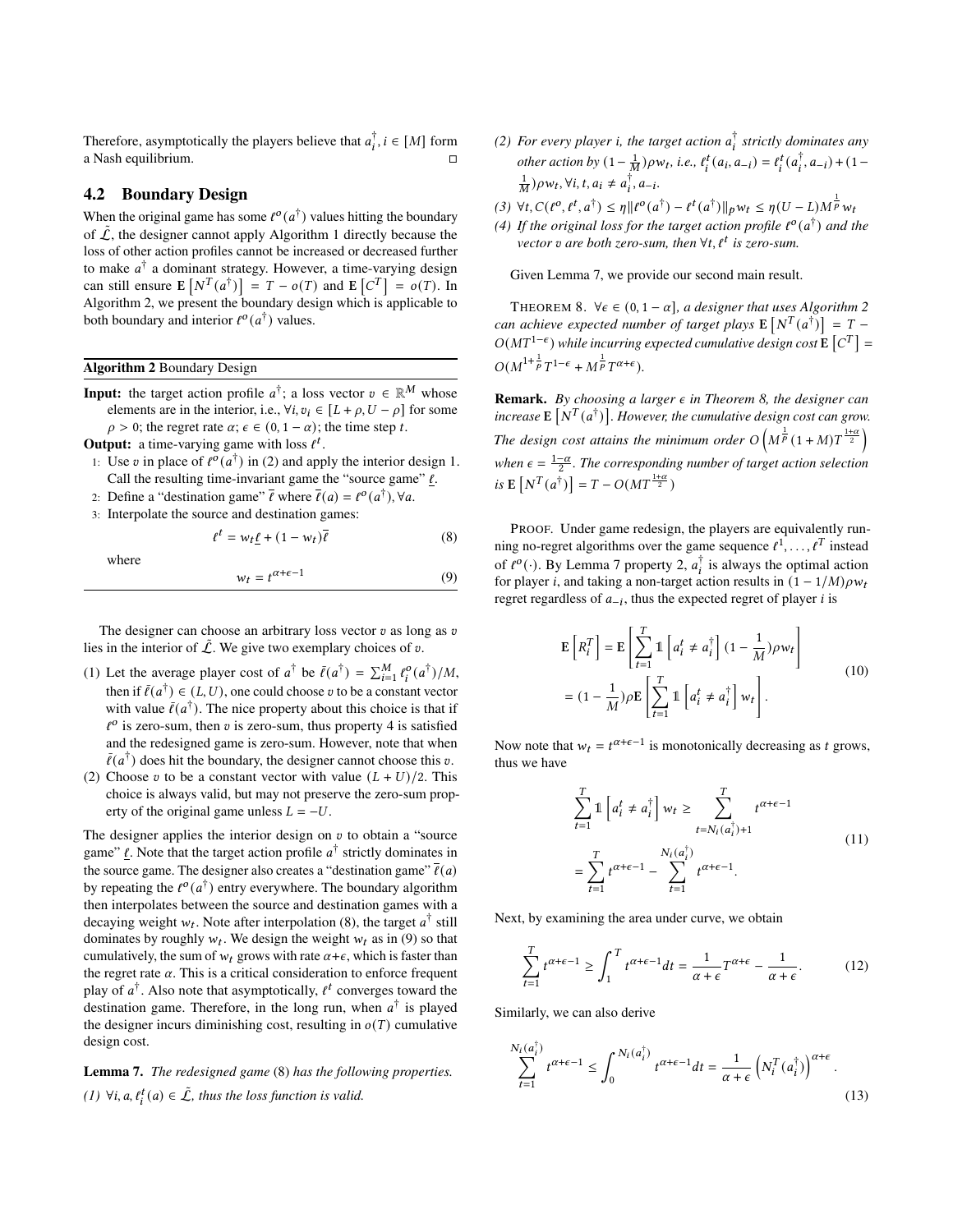Therefore, asymptotically the players believe that $a_i^\dagger, i \in [M]$ form a Nash equilibrium. $\square$

## 4.2 Boundary Design

When the original game has some $\ell^o(a^\dagger)$ values hitting the boundary of $\tilde{\mathcal{L}}$, the designer cannot apply Algorithm 1 directly because the loss of other action profiles cannot be increased or decreased further to make $a^\dagger$ a dominant strategy. However, a time-varying design can still ensure $\mathbf{E}\left[N^T(a^\dagger)\right] = T - o(T)$ and $\mathbf{E}\left[C^T\right] = o(T)$. In Algorithm 2, we present the boundary design which is applicable to both boundary and interior $\ell^o(a^\dagger)$ values.

**Algorithm 2** Boundary Design

**Input:** the target action profile $a^\dagger$; a loss vector $v \in \mathbb{R}^M$ whose elements are in the interior, i.e., $\forall i, v_i \in [L+\rho, U-\rho]$ for some $\rho > 0$; the regret rate $\alpha$; $\epsilon \in (0, 1-\alpha)$; the time step $t$.

**Output:** a time-varying game with loss $\ell^t$.

1. Use $v$ in place of $\ell^o(a^\dagger)$ in (2) and apply the interior design 1. Call the resulting time-invariant game the "source game" $\underline{\ell}$.
2. Define a "destination game" $\overline{\ell}$ where $\overline{\ell}(a) = \ell^o(a^\dagger), \forall a$.
3. Interpolate the source and destination games:

$$\ell^t = w_t \underline{\ell} + (1 - w_t)\overline{\ell} \tag{8}$$

where

$$w_t = t^{\alpha+\epsilon-1} \tag{9}$$

The designer can choose an arbitrary loss vector $v$ as long as $v$ lies in the interior of $\tilde{\mathcal{L}}$. We give two exemplary choices of $v$.

(1) Let the average player cost of $a^\dagger$ be $\bar{\ell}(a^\dagger) = \sum_{i=1}^M \ell_i^o(a^\dagger)/M$, then if $\bar{\ell}(a^\dagger) \in (L, U)$, one could choose $v$ to be a constant vector with value $\bar{\ell}(a^\dagger)$. The nice property about this choice is that if $\ell^o$ is zero-sum, then $v$ is zero-sum, thus property 4 is satisfied and the redesigned game is zero-sum. However, note that when $\bar{\ell}(a^\dagger)$ does hit the boundary, the designer cannot choose this $v$.

(2) Choose $v$ to be a constant vector with value $(L+U)/2$. This choice is always valid, but may not preserve the zero-sum property of the original game unless $L = -U$.

The designer applies the interior design on $v$ to obtain a "source game" $\underline{\ell}$. Note that the target action profile $a^\dagger$ strictly dominates in the source game. The designer also creates a "destination game" $\overline{\ell}(a)$ by repeating the $\ell^o(a^\dagger)$ entry everywhere. The boundary algorithm then interpolates between the source and destination games with a decaying weight $w_t$. Note after interpolation (8), the target $a^\dagger$ still dominates by roughly $w_t$. We design the weight $w_t$ as in (9) so that cumulatively, the sum of $w_t$ grows with rate $\alpha+\epsilon$, which is faster than the regret rate $\alpha$. This is a critical consideration to enforce frequent play of $a^\dagger$. Also note that asymptotically, $\ell^t$ converges toward the destination game. Therefore, in the long run, when $a^\dagger$ is played the designer incurs diminishing cost, resulting in $o(T)$ cumulative design cost.

**Lemma 7.** *The redesigned game (8) has the following properties.*

*(1) $\forall i, a, \ell_i^t(a) \in \tilde{\mathcal{L}}$, thus the loss function is valid.*

*(2) For every player i, the target action $a_i^\dagger$ strictly dominates any other action by $(1-\frac{1}{M})\rho w_t$, i.e., $\ell_i^t(a_i, a_{-i}) = \ell_i^t(a_i^\dagger, a_{-i}) + (1-\frac{1}{M})\rho w_t, \forall i, t, a_i \neq a_i^\dagger, a_{-i}$.*

*(3) $\forall t, C(\ell^o, \ell^t, a^\dagger) \leq \eta \|\ell^o(a^\dagger) - \ell^t(a^\dagger)\|_p w_t \leq \eta(U-L)M^{\frac{1}{p}} w_t$*

*(4) If the original loss for the target action profile $\ell^o(a^\dagger)$ and the vector $v$ are both zero-sum, then $\forall t, \ell^t$ is zero-sum.*

Given Lemma 7, we provide our second main result.

Theorem 8. *$\forall \epsilon \in (0, 1-\alpha]$, a designer that uses Algorithm 2 can achieve expected number of target plays $\mathbf{E}\left[N^T(a^\dagger)\right] = T - O(MT^{1-\epsilon})$ while incurring expected cumulative design cost $\mathbf{E}\left[C^T\right] = O(M^{1+\frac{1}{p}}T^{1-\epsilon} + M^{\frac{1}{p}}T^{\alpha+\epsilon})$.*

**Remark.** *By choosing a larger $\epsilon$ in Theorem 8, the designer can increase $\mathbf{E}\left[N^T(a^\dagger)\right]$. However, the cumulative design cost can grow. The design cost attains the minimum order $O\left(M^{\frac{1}{p}}(1+M)T^{\frac{1+\alpha}{2}}\right)$ when $\epsilon = \frac{1-\alpha}{2}$. The corresponding number of target action selection is $\mathbf{E}\left[N^T(a^\dagger)\right] = T - O(MT^{\frac{1+\alpha}{2}})$*

Proof. Under game redesign, the players are equivalently running no-regret algorithms over the game sequence $\ell^1, \ldots, \ell^T$ instead of $\ell^o(\cdot)$. By Lemma 7 property 2, $a_i^\dagger$ is always the optimal action for player $i$, and taking a non-target action results in $(1-1/M)\rho w_t$ regret regardless of $a_{-i}$, thus the expected regret of player $i$ is

$$\begin{aligned} \mathbf{E}\left[R_i^T\right] &= \mathbf{E}\left[\sum_{t=1}^T \mathbb{1}\left[a_i^t \neq a_i^\dagger\right](1-\frac{1}{M})\rho w_t\right] \\ &= (1-\frac{1}{M})\rho \mathbf{E}\left[\sum_{t=1}^T \mathbb{1}\left[a_i^t \neq a_i^\dagger\right] w_t\right]. \end{aligned} \tag{10}$$

Now note that $w_t = t^{\alpha+\epsilon-1}$ is monotonically decreasing as $t$ grows, thus we have

$$\begin{aligned} \sum_{t=1}^T \mathbb{1}\left[a_i^t \neq a_i^\dagger\right] w_t &\geq \sum_{t=N_i(a_i^\dagger)+1}^T t^{\alpha+\epsilon-1} \\ &= \sum_{t=1}^T t^{\alpha+\epsilon-1} - \sum_{t=1}^{N_i(a_i^\dagger)} t^{\alpha+\epsilon-1}. \end{aligned} \tag{11}$$

Next, by examining the area under curve, we obtain

$$\sum_{t=1}^T t^{\alpha+\epsilon-1} \geq \int_1^T t^{\alpha+\epsilon-1} dt = \frac{1}{\alpha+\epsilon}T^{\alpha+\epsilon} - \frac{1}{\alpha+\epsilon}. \tag{12}$$

Similarly, we can also derive

$$\sum_{t=1}^{N_i(a_i^\dagger)} t^{\alpha+\epsilon-1} \leq \int_0^{N_i(a_i^\dagger)} t^{\alpha+\epsilon-1} dt = \frac{1}{\alpha+\epsilon}\left(N_i^T(a_i^\dagger)\right)^{\alpha+\epsilon}. \tag{13}$$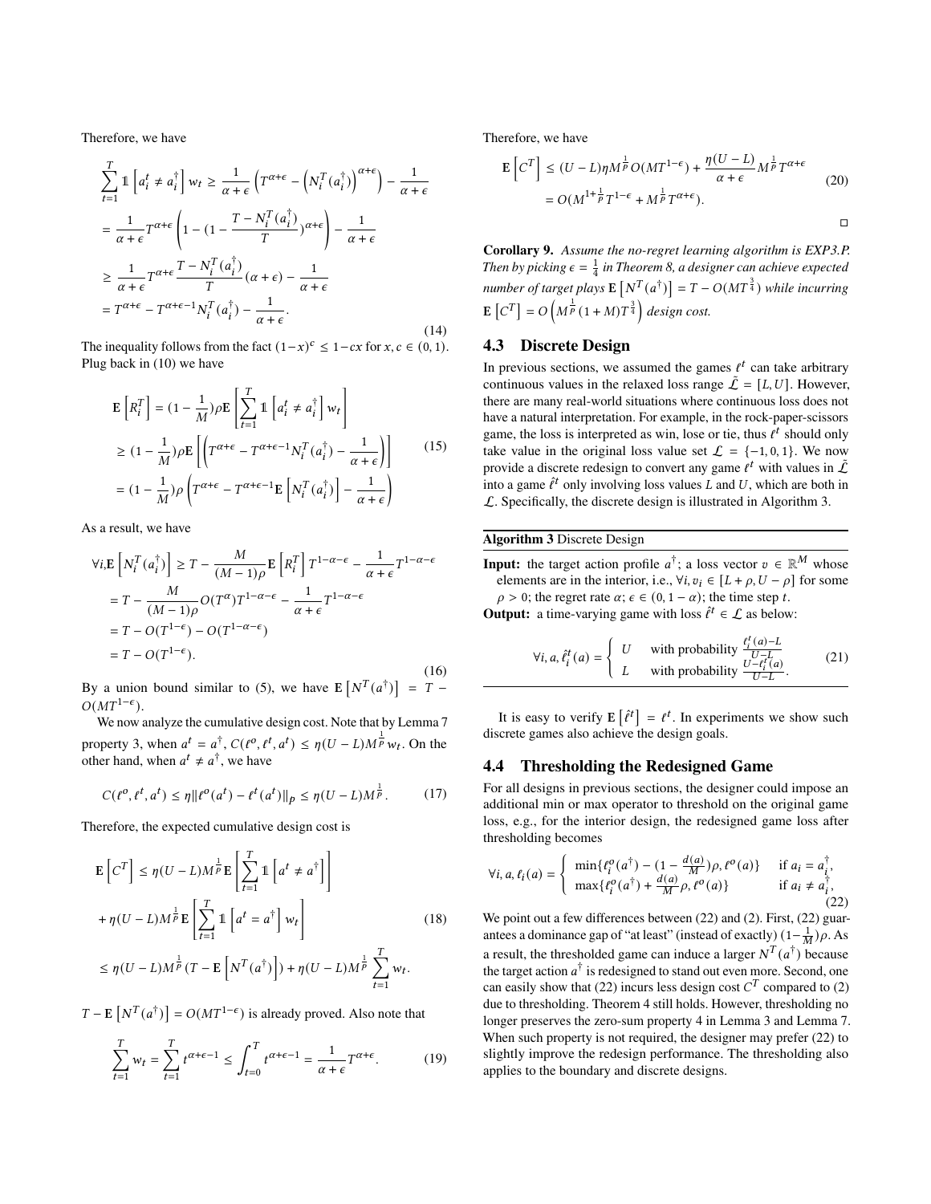Therefore, we have

$$
\begin{aligned}
\sum_{t=1}^{T} \mathbb{1}\left[a_i^t \neq a_i^\dagger\right] w_t &\geq \frac{1}{\alpha+\epsilon}\left(T^{\alpha+\epsilon} - \left(N_i^T(a_i^\dagger)\right)^{\alpha+\epsilon}\right) - \frac{1}{\alpha+\epsilon} \\
&= \frac{1}{\alpha+\epsilon} T^{\alpha+\epsilon}\left(1 - (1 - \frac{T - N_i^T(a_i^\dagger)}{T})^{\alpha+\epsilon}\right) - \frac{1}{\alpha+\epsilon} \\
&\geq \frac{1}{\alpha+\epsilon} T^{\alpha+\epsilon} \frac{T - N_i^T(a_i^\dagger)}{T}(\alpha+\epsilon) - \frac{1}{\alpha+\epsilon} \\
&= T^{\alpha+\epsilon} - T^{\alpha+\epsilon-1} N_i^T(a_i^\dagger) - \frac{1}{\alpha+\epsilon}.
\end{aligned} \tag{14}
$$

The inequality follows from the fact $(1-x)^c \leq 1 - cx$ for $x, c \in (0, 1)$. Plug back in (10) we have

$$
\begin{aligned}
\mathbf{E}\left[R_i^T\right] &= (1 - \frac{1}{M})\rho \mathbf{E}\left[\sum_{t=1}^{T} \mathbb{1}\left[a_i^t \neq a_i^\dagger\right] w_t\right] \\
&\geq (1 - \frac{1}{M})\rho \mathbf{E}\left[\left(T^{\alpha+\epsilon} - T^{\alpha+\epsilon-1} N_i^T(a_i^\dagger) - \frac{1}{\alpha+\epsilon}\right)\right] \\
&= (1 - \frac{1}{M})\rho\left(T^{\alpha+\epsilon} - T^{\alpha+\epsilon-1}\mathbf{E}\left[N_i^T(a_i^\dagger)\right] - \frac{1}{\alpha+\epsilon}\right)
\end{aligned} \tag{15}
$$

As a result, we have

$$
\begin{aligned}
\forall i, \mathbf{E}\left[N_i^T(a_i^\dagger)\right] &\geq T - \frac{M}{(M-1)\rho}\mathbf{E}\left[R_i^T\right] T^{1-\alpha-\epsilon} - \frac{1}{\alpha+\epsilon} T^{1-\alpha-\epsilon} \\
&= T - \frac{M}{(M-1)\rho} O(T^{\alpha}) T^{1-\alpha-\epsilon} - \frac{1}{\alpha+\epsilon} T^{1-\alpha-\epsilon} \\
&= T - O(T^{1-\epsilon}) - O(T^{1-\alpha-\epsilon}) \\
&= T - O(T^{1-\epsilon}).
\end{aligned} \tag{16}
$$

By a union bound similar to (5), we have $\mathbf{E}\left[N^T(a^\dagger)\right] = T - O(MT^{1-\epsilon})$.

We now analyze the cumulative design cost. Note that by Lemma 7 property 3, when $a^t = a^\dagger$, $C(\ell^o, \ell^t, a^t) \leq \eta(U-L)M^{\frac{1}{p}} w_t$. On the other hand, when $a^t \neq a^\dagger$, we have

$$
C(\ell^o, \ell^t, a^t) \leq \eta \|\ell^o(a^t) - \ell^t(a^t)\|_p \leq \eta(U-L)M^{\frac{1}{p}}. \tag{17}
$$

Therefore, the expected cumulative design cost is

$$
\begin{aligned}
\mathbf{E}\left[C^T\right] &\leq \eta(U-L)M^{\frac{1}{p}}\mathbf{E}\left[\sum_{t=1}^{T}\mathbb{1}\left[a^t \neq a^\dagger\right]\right] \\
&+ \eta(U-L)M^{\frac{1}{p}}\mathbf{E}\left[\sum_{t=1}^{T}\mathbb{1}\left[a^t = a^\dagger\right] w_t\right] \\
&\leq \eta(U-L)M^{\frac{1}{p}}(T - \mathbf{E}\left[N^T(a^\dagger)\right]) + \eta(U-L)M^{\frac{1}{p}}\sum_{t=1}^{T} w_t.
\end{aligned} \tag{18}
$$

$T - \mathbf{E}\left[N^T(a^\dagger)\right] = O(MT^{1-\epsilon})$ is already proved. Also note that

$$
\sum_{t=1}^{T} w_t = \sum_{t=1}^{T} t^{\alpha+\epsilon-1} \leq \int_{t=0}^{T} t^{\alpha+\epsilon-1} = \frac{1}{\alpha+\epsilon} T^{\alpha+\epsilon}. \tag{19}
$$

Therefore, we have

$$
\begin{aligned}
\mathbf{E}\left[C^T\right] &\leq (U-L)\eta M^{\frac{1}{p}} O(MT^{1-\epsilon}) + \frac{\eta(U-L)}{\alpha+\epsilon} M^{\frac{1}{p}} T^{\alpha+\epsilon} \\
&= O(M^{1+\frac{1}{p}} T^{1-\epsilon} + M^{\frac{1}{p}} T^{\alpha+\epsilon}).
\end{aligned} \tag{20}
$$

□

**Corollary 9.** *Assume the no-regret learning algorithm is EXP3.P. Then by picking $\epsilon = \frac{1}{4}$ in Theorem 8, a designer can achieve expected number of target plays $\mathbf{E}\left[N^T(a^\dagger)\right] = T - O(MT^{\frac{3}{4}})$ while incurring $\mathbf{E}\left[C^T\right] = O\left(M^{\frac{1}{p}}(1+M)T^{\frac{3}{4}}\right)$ design cost.*

## 4.3 Discrete Design

In previous sections, we assumed the games $\ell^t$ can take arbitrary continuous values in the relaxed loss range $\tilde{\mathcal{L}} = [L, U]$. However, there are many real-world situations where continuous loss does not have a natural interpretation. For example, in the rock-paper-scissors game, the loss is interpreted as win, lose or tie, thus $\ell^t$ should only take value in the original loss value set $\mathcal{L} = \{-1, 0, 1\}$. We now provide a discrete redesign to convert any game $\ell^t$ with values in $\tilde{\mathcal{L}}$ into a game $\hat{\ell}^t$ only involving loss values $L$ and $U$, which are both in $\mathcal{L}$. Specifically, the discrete design is illustrated in Algorithm 3.

**Algorithm 3** Discrete Design

**Input:** the target action profile $a^\dagger$; a loss vector $v \in \mathbb{R}^M$ whose elements are in the interior, i.e., $\forall i, v_i \in [L+\rho, U-\rho]$ for some $\rho > 0$; the regret rate $\alpha$; $\epsilon \in (0, 1-\alpha)$; the time step $t$.

**Output:** a time-varying game with loss $\hat{\ell}^t \in \mathcal{L}$ as below:

$$
\forall i, a, \hat{\ell}_i^t(a) = \begin{cases} U & \text{with probability } \frac{\ell_i^t(a) - L}{U - L} \\ L & \text{with probability } \frac{U - \ell_i^t(a)}{U - L}. \end{cases} \tag{21}
$$

It is easy to verify $\mathbf{E}\left[\hat{\ell}^t\right] = \ell^t$. In experiments we show such discrete games also achieve the design goals.

## 4.4 Thresholding the Redesigned Game

For all designs in previous sections, the designer could impose an additional min or max operator to threshold on the original game loss, e.g., for the interior design, the redesigned game loss after thresholding becomes

$$
\forall i, a, \ell_i(a) = \begin{cases} \min\{\ell_i^o(a^\dagger) - (1 - \frac{d(a)}{M})\rho, \ell^o(a)\} & \text{if } a_i = a_i^\dagger, \\ \max\{\ell_i^o(a^\dagger) + \frac{d(a)}{M}\rho, \ell^o(a)\} & \text{if } a_i \neq a_i^\dagger, \end{cases} \tag{22}
$$

We point out a few differences between (22) and (2). First, (22) guarantees a dominance gap of "at least" (instead of exactly) $(1 - \frac{1}{M})\rho$. As a result, the thresholded game can induce a larger $N^T(a^\dagger)$ because the target action $a^\dagger$ is redesigned to stand out even more. Second, one can easily show that (22) incurs less design cost $C^T$ compared to (2) due to thresholding. Theorem 4 still holds. However, thresholding no longer preserves the zero-sum property 4 in Lemma 3 and Lemma 7. When such property is not required, the designer may prefer (22) to slightly improve the redesign performance. The thresholding also applies to the boundary and discrete designs.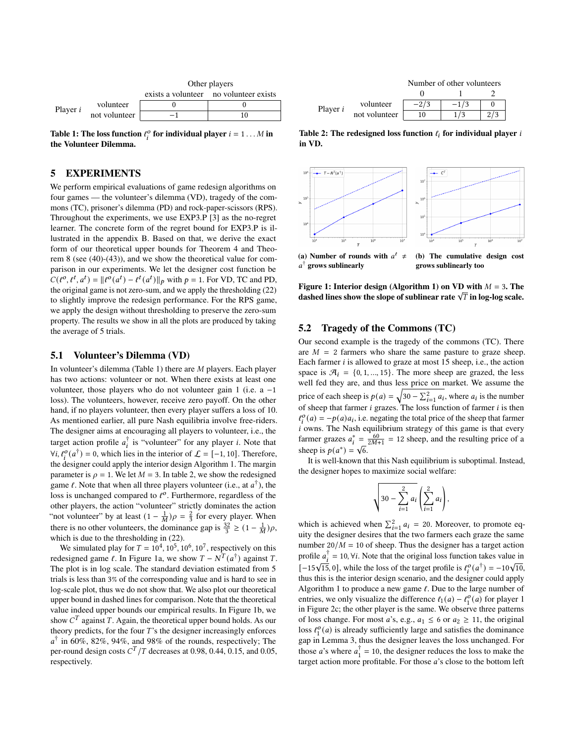| | | Other players | |
|---|---|---|---|
| | | exists a volunteer | no volunteer exists |
| Player $i$ | volunteer | 0 | 0 |
| | not volunteer | $-1$ | 10 |

**Table 1: The loss function $\ell_i^o$ for individual player $i = 1 \ldots M$ in the Volunteer Dilemma.**

## 5 EXPERIMENTS

We perform empirical evaluations of game redesign algorithms on four games — the volunteer's dilemma (VD), tragedy of the commons (TC), prisoner's dilemma (PD) and rock-paper-scissors (RPS). Throughout the experiments, we use EXP3.P [3] as the no-regret learner. The concrete form of the regret bound for EXP3.P is illustrated in the appendix B. Based on that, we derive the exact form of our theoretical upper bounds for Theorem 4 and Theorem 8 (see (40)-(43)), and we show the theoretical value for comparison in our experiments. We let the designer cost function be $C(\ell^o, \ell^t, a^t) = \|\ell^o(a^t) - \ell^t(a^t)\|_p$ with $p = 1$. For VD, TC and PD, the original game is not zero-sum, and we apply the thresholding (22) to slightly improve the redesign performance. For the RPS game, we apply the design without thresholding to preserve the zero-sum property. The results we show in all the plots are produced by taking the average of 5 trials.

### 5.1 Volunteer's Dilemma (VD)

In volunteer's dilemma (Table 1) there are $M$ players. Each player has two actions: volunteer or not. When there exists at least one volunteer, those players who do not volunteer gain 1 (i.e. a $-1$ loss). The volunteers, however, receive zero payoff. On the other hand, if no players volunteer, then every player suffers a loss of 10. As mentioned earlier, all pure Nash equilibria involve free-riders. The designer aims at encouraging all players to volunteer, i.e., the target action profile $a_i^\dagger$ is "volunteer" for any player $i$. Note that $\forall i, \ell_i^o(a^\dagger) = 0$, which lies in the interior of $\mathcal{L} = [-1, 10]$. Therefore, the designer could apply the interior design Algorithm 1. The margin parameter is $\rho = 1$. We let $M = 3$. In table 2, we show the redesigned game $\ell$. Note that when all three players volunteer (i.e., at $a^\dagger$), the loss is unchanged compared to $\ell^o$. Furthermore, regardless of the other players, the action "volunteer" strictly dominates the action "not volunteer" by at least $(1 - \frac{1}{M})\rho = \frac{2}{3}$ for every player. When there is no other volunteers, the dominance gap is $\frac{32}{3} \geq (1 - \frac{1}{M})\rho$, which is due to the thresholding in (22).

We simulated play for $T = 10^4, 10^5, 10^6, 10^7$, respectively on this redesigned game $\ell$. In Figure 1a, we show $T - N^T(a^\dagger)$ against $T$. The plot is in log scale. The standard deviation estimated from 5 trials is less than 3% of the corresponding value and is hard to see in log-scale plot, thus we do not show that. We also plot our theoretical upper bound in dashed lines for comparison. Note that the theoretical value indeed upper bounds our empirical results. In Figure 1b, we show $C^T$ against $T$. Again, the theoretical upper bound holds. As our theory predicts, for the four $T$'s the designer increasingly enforces $a^\dagger$ in 60%, 82%, 94%, and 98% of the rounds, respectively; The per-round design costs $C^T/T$ decreases at 0.98, 0.44, 0.15, and 0.05, respectively.

| | | Number of other volunteers | | |
|---|---|---|---|---|
| | | 0 | 1 | 2 |
| Player $i$ | volunteer | $-2/3$ | $-1/3$ | 0 |
| | not volunteer | 10 | $1/3$ | $2/3$ |

**Table 2: The redesigned loss function $\ell_i$ for individual player $i$ in VD.**

(a) plot legend: $T - N^T(a^\dagger)$; axes: y, T

**(a) Number of rounds with $a^t \neq a^\dagger$ grows sublinearly**

(b) plot legend: $C^T$; axes: y, T

**(b) The cumulative design cost grows sublinearly too**

**Figure 1: Interior design (Algorithm 1) on VD with $M = 3$. The dashed lines show the slope of sublinear rate $\sqrt{T}$ in log-log scale.**

### 5.2 Tragedy of the Commons (TC)

Our second example is the tragedy of the commons (TC). There are $M = 2$ farmers who share the same pasture to graze sheep. Each farmer $i$ is allowed to graze at most 15 sheep, i.e., the action space is $\mathcal{A}_i = \{0, 1, ..., 15\}$. The more sheep are grazed, the less well fed they are, and thus less price on market. We assume the price of each sheep is $p(a) = \sqrt{30 - \sum_{i=1}^{2} a_i}$, where $a_i$ is the number of sheep that farmer $i$ grazes. The loss function of farmer $i$ is then $\ell_i^o(a) = -p(a)a_i$, i.e. negating the total price of the sheep that farmer $i$ owns. The Nash equilibrium strategy of this game is that every farmer grazes $a_i^* = \frac{60}{2M+1} = 12$ sheep, and the resulting price of a sheep is $p(a^*) = \sqrt{6}$.

It is well-known that this Nash equilibrium is suboptimal. Instead, the designer hopes to maximize social welfare:

$$\sqrt{30 - \sum_{i=1}^{2} a_i}\left(\sum_{i=1}^{2} a_i\right),$$

which is achieved when $\sum_{i=1}^{2} a_i = 20$. Moreover, to promote equity the designer desires that the two farmers each graze the same number $20/M = 10$ of sheep. Thus the designer has a target action profile $a_i^\dagger = 10, \forall i$. Note that the original loss function takes value in $[-15\sqrt{15}, 0]$, while the loss of the target profile is $\ell_i^o(a^\dagger) = -10\sqrt{10}$, thus this is the interior design scenario, and the designer could apply Algorithm 1 to produce a new game $\ell$. Due to the large number of entries, we only visualize the difference $\ell_1(a) - \ell_1^o(a)$ for player 1 in Figure 2c; the other player is the same. We observe three patterns of loss change. For most $a$'s, e.g., $a_1 \leq 6$ or $a_2 \geq 11$, the original loss $\ell_1^o(a)$ is already sufficiently large and satisfies the dominance gap in Lemma 3, thus the designer leaves the loss unchanged. For those $a$'s where $a_1^\dagger = 10$, the designer reduces the loss to make the target action more profitable. For those $a$'s close to the bottom left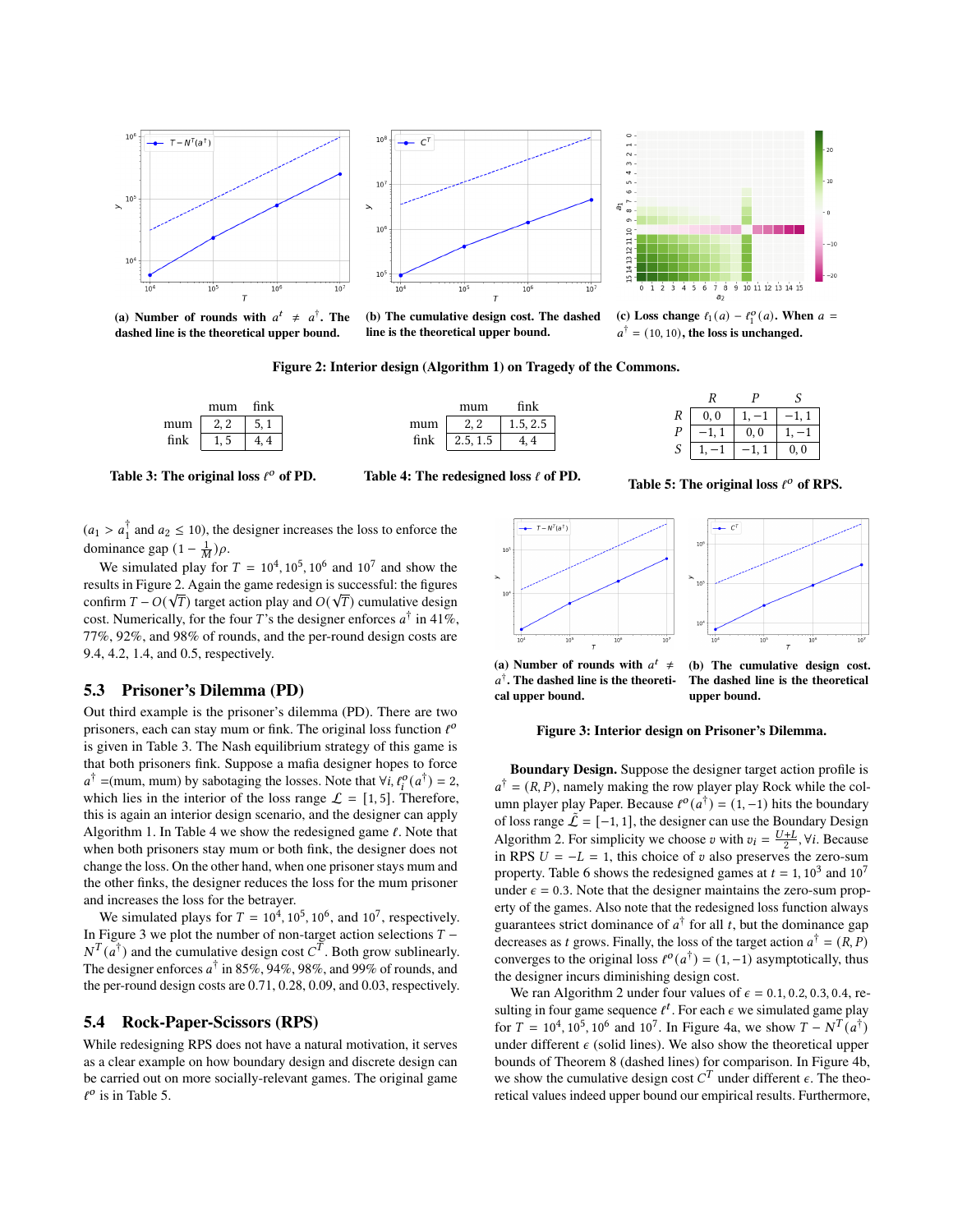$T - N^T(a^\dagger)$

$10^6$

$10^5$

$10^4$

$y$

$10^4$ $10^5$ $10^6$ $10^7$

$T$

(a) Number of rounds with $a^t \neq a^\dagger$. The dashed line is the theoretical upper bound.

$C^T$

$10^8$

$10^7$

$10^6$

$10^5$

$y$

$10^4$ $10^5$ $10^6$ $10^7$

$T$

(b) The cumulative design cost. The dashed line is the theoretical upper bound.

$a_1$: 0 1 2 3 4 5 6 7 8 9 10 11 12 13 14 15

$a_2$: 0 1 2 3 4 5 6 7 8 9 10 11 12 13 14 15

20, 10, 0, −10, −20

(c) Loss change $\ell_1(a) - \ell_1^o(a)$. When $a = a^\dagger = (10, 10)$, the loss is unchanged.

**Figure 2: Interior design (Algorithm 1) on Tragedy of the Commons.**

| | mum | fink |
|---|---|---|
| mum | 2, 2 | 5, 1 |
| fink | 1, 5 | 4, 4 |

**Table 3: The original loss $\ell^o$ of PD.**

| | mum | fink |
|---|---|---|
| mum | 2, 2 | 1.5, 2.5 |
| fink | 2.5, 1.5 | 4, 4 |

**Table 4: The redesigned loss $\ell$ of PD.**

| | $R$ | $P$ | $S$ |
|---|---|---|---|
| $R$ | 0, 0 | 1, −1 | −1, 1 |
| $P$ | −1, 1 | 0, 0 | 1, −1 |
| $S$ | 1, −1 | −1, 1 | 0, 0 |

**Table 5: The original loss $\ell^o$ of RPS.**

($a_1 > a_1^\dagger$ and $a_2 \leq 10$), the designer increases the loss to enforce the dominance gap $(1 - \frac{1}{M})\rho$.

We simulated play for $T = 10^4, 10^5, 10^6$ and $10^7$ and show the results in Figure 2. Again the game redesign is successful: the figures confirm $T - O(\sqrt{T})$ target action play and $O(\sqrt{T})$ cumulative design cost. Numerically, for the four $T$'s the designer enforces $a^\dagger$ in 41%, 77%, 92%, and 98% of rounds, and the per-round design costs are 9.4, 4.2, 1.4, and 0.5, respectively.

## 5.3 Prisoner's Dilemma (PD)

Out third example is the prisoner's dilemma (PD). There are two prisoners, each can stay mum or fink. The original loss function $\ell^o$ is given in Table 3. The Nash equilibrium strategy of this game is that both prisoners fink. Suppose a mafia designer hopes to force $a^\dagger$ =(mum, mum) by sabotaging the losses. Note that $\forall i, \ell_i^o(a^\dagger) = 2$, which lies in the interior of the loss range $\mathcal{L} = [1, 5]$. Therefore, this is again an interior design scenario, and the designer can apply Algorithm 1. In Table 4 we show the redesigned game $\ell$. Note that when both prisoners stay mum or both fink, the designer does not change the loss. On the other hand, when one prisoner stays mum and the other finks, the designer reduces the loss for the mum prisoner and increases the loss for the betrayer.

We simulated plays for $T = 10^4, 10^5, 10^6$, and $10^7$, respectively. In Figure 3 we plot the number of non-target action selections $T - N^T(a^\dagger)$ and the cumulative design cost $C^T$. Both grow sublinearly. The designer enforces $a^\dagger$ in 85%, 94%, 98%, and 99% of rounds, and the per-round design costs are 0.71, 0.28, 0.09, and 0.03, respectively.

## 5.4 Rock-Paper-Scissors (RPS)

While redesigning RPS does not have a natural motivation, it serves as a clear example on how boundary design and discrete design can be carried out on more socially-relevant games. The original game $\ell^o$ is in Table 5.

$T - N^T(a^\dagger)$

$10^5$

$10^4$

$y$

$10^4$ $10^5$ $10^6$ $10^7$

$T$

(a) Number of rounds with $a^t \neq a^\dagger$. The dashed line is the theoretical upper bound.

$C^T$

$10^6$

$10^5$

$10^4$

$y$

$10^4$ $10^5$ $10^6$ $10^7$

$T$

(b) The cumulative design cost. The dashed line is the theoretical upper bound.

**Figure 3: Interior design on Prisoner's Dilemma.**

**Boundary Design.** Suppose the designer target action profile is $a^\dagger = (R, P)$, namely making the row player play Rock while the column player play Paper. Because $\ell^o(a^\dagger) = (1, -1)$ hits the boundary of loss range $\tilde{\mathcal{L}} = [-1, 1]$, the designer can use the Boundary Design Algorithm 2. For simplicity we choose $v$ with $v_i = \frac{U+L}{2}, \forall i$. Because in RPS $U = -L = 1$, this choice of $v$ also preserves the zero-sum property. Table 6 shows the redesigned games at $t = 1, 10^3$ and $10^7$ under $\epsilon = 0.3$. Note that the designer maintains the zero-sum property of the games. Also note that the redesigned loss function always guarantees strict dominance of $a^\dagger$ for all $t$, but the dominance gap decreases as $t$ grows. Finally, the loss of the target action $a^\dagger = (R, P)$ converges to the original loss $\ell^o(a^\dagger) = (1, -1)$ asymptotically, thus the designer incurs diminishing design cost.

We ran Algorithm 2 under four values of $\epsilon = 0.1, 0.2, 0.3, 0.4$, resulting in four game sequence $\ell^t$. For each $\epsilon$ we simulated game play for $T = 10^4, 10^5, 10^6$ and $10^7$. In Figure 4a, we show $T - N^T(a^\dagger)$ under different $\epsilon$ (solid lines). We also show the theoretical upper bounds of Theorem 8 (dashed lines) for comparison. In Figure 4b, we show the cumulative design cost $C^T$ under different $\epsilon$. The theoretical values indeed upper bound our empirical results. Furthermore,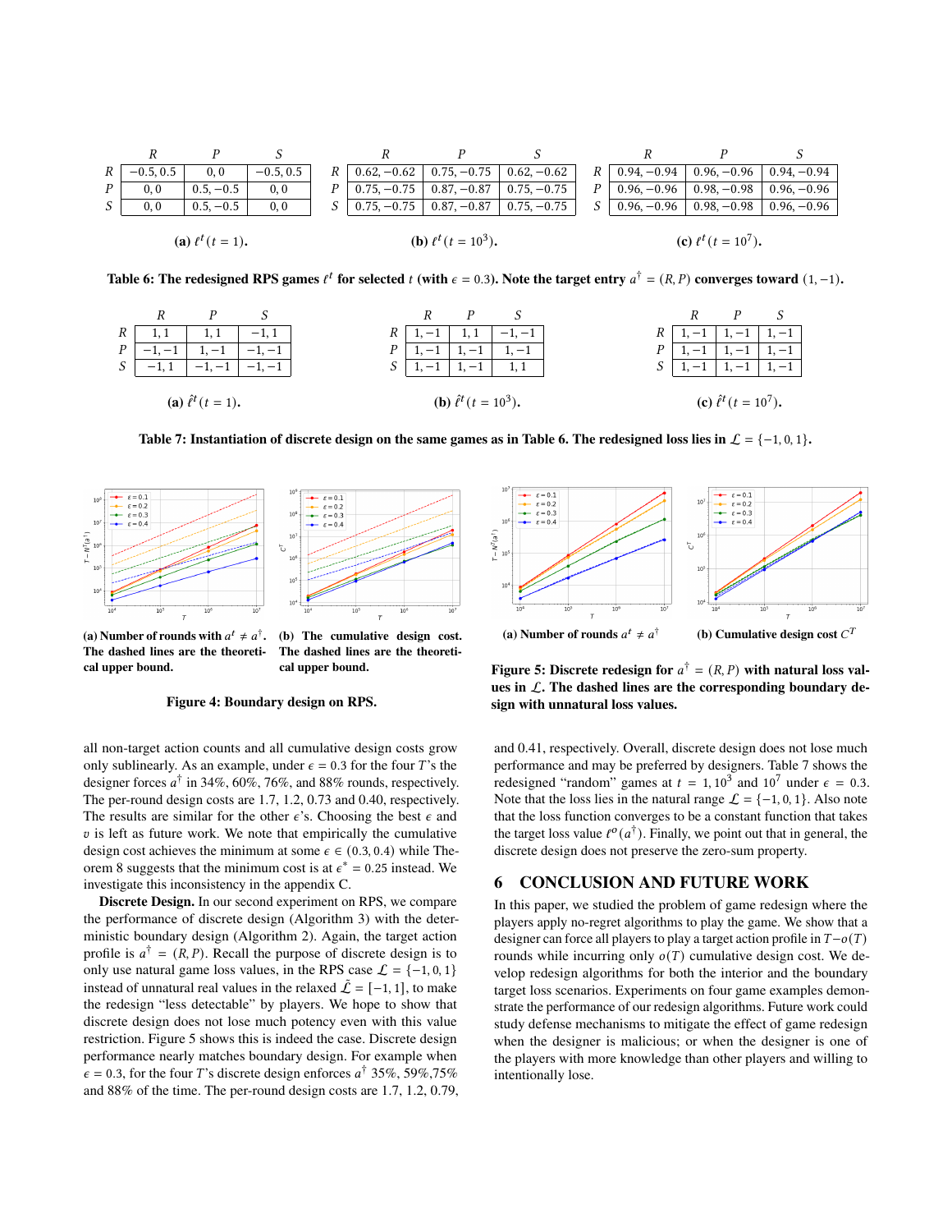| | $R$ | $P$ | $S$ |
|---|---|---|---|
| $R$ | $-0.5, 0.5$ | $0, 0$ | $-0.5, 0.5$ |
| $P$ | $0, 0$ | $0.5, -0.5$ | $0, 0$ |
| $S$ | $0, 0$ | $0.5, -0.5$ | $0, 0$ |

**(a)** $\ell^t (t = 1)$.

| | $R$ | $P$ | $S$ |
|---|---|---|---|
| $R$ | $0.62, -0.62$ | $0.75, -0.75$ | $0.62, -0.62$ |
| $P$ | $0.75, -0.75$ | $0.87, -0.87$ | $0.75, -0.75$ |
| $S$ | $0.75, -0.75$ | $0.87, -0.87$ | $0.75, -0.75$ |

**(b)** $\ell^t (t = 10^3)$.

| | $R$ | $P$ | $S$ |
|---|---|---|---|
| $R$ | $0.94, -0.94$ | $0.96, -0.96$ | $0.94, -0.94$ |
| $P$ | $0.96, -0.96$ | $0.98, -0.98$ | $0.96, -0.96$ |
| $S$ | $0.96, -0.96$ | $0.98, -0.98$ | $0.96, -0.96$ |

**(c)** $\ell^t (t = 10^7)$.

**Table 6: The redesigned RPS games $\ell^t$ for selected $t$ (with $\epsilon = 0.3$). Note the target entry $a^\dagger = (R, P)$ converges toward $(1, -1)$.**

| | $R$ | $P$ | $S$ |
|---|---|---|---|
| $R$ | $1, 1$ | $1, 1$ | $-1, 1$ |
| $P$ | $-1, -1$ | $1, -1$ | $-1, -1$ |
| $S$ | $-1, 1$ | $-1, -1$ | $-1, -1$ |

**(a)** $\hat{\ell}^t (t = 1)$.

| | $R$ | $P$ | $S$ |
|---|---|---|---|
| $R$ | $1, -1$ | $1, 1$ | $-1, -1$ |
| $P$ | $1, -1$ | $1, -1$ | $1, -1$ |
| $S$ | $1, -1$ | $1, -1$ | $1, 1$ |

**(b)** $\hat{\ell}^t (t = 10^3)$.

| | $R$ | $P$ | $S$ |
|---|---|---|---|
| $R$ | $1, -1$ | $1, -1$ | $1, -1$ |
| $P$ | $1, -1$ | $1, -1$ | $1, -1$ |
| $S$ | $1, -1$ | $1, -1$ | $1, -1$ |

**(c)** $\hat{\ell}^t (t = 10^7)$.

**Table 7: Instantiation of discrete design on the same games as in Table 6. The redesigned loss lies in $\mathcal{L} = \{-1, 0, 1\}$.**

**(a) Number of rounds with $a^t \neq a^\dagger$. The dashed lines are the theoretical upper bound.**

**(b) The cumulative design cost. The dashed lines are the theoretical upper bound.**

**Figure 4: Boundary design on RPS.**

**(a) Number of rounds $a^t \neq a^\dagger$**

**(b) Cumulative design cost $C^T$**

**Figure 5: Discrete redesign for $a^\dagger = (R, P)$ with natural loss values in $\mathcal{L}$. The dashed lines are the corresponding boundary design with unnatural loss values.**

all non-target action counts and all cumulative design costs grow only sublinearly. As an example, under $\epsilon = 0.3$ for the four $T$'s the designer forces $a^\dagger$ in 34%, 60%, 76%, and 88% rounds, respectively. The per-round design costs are 1.7, 1.2, 0.73 and 0.40, respectively. The results are similar for the other $\epsilon$'s. Choosing the best $\epsilon$ and $v$ is left as future work. We note that empirically the cumulative design cost achieves the minimum at some $\epsilon \in (0.3, 0.4)$ while Theorem 8 suggests that the minimum cost is at $\epsilon^* = 0.25$ instead. We investigate this inconsistency in the appendix C.

**Discrete Design.** In our second experiment on RPS, we compare the performance of discrete design (Algorithm 3) with the deterministic boundary design (Algorithm 2). Again, the target action profile is $a^\dagger = (R, P)$. Recall the purpose of discrete design is to only use natural game loss values, in the RPS case $\mathcal{L} = \{-1, 0, 1\}$ instead of unnatural real values in the relaxed $\tilde{\mathcal{L}} = [-1, 1]$, to make the redesign "less detectable" by players. We hope to show that discrete design does not lose much potency even with this value restriction. Figure 5 shows this is indeed the case. Discrete design performance nearly matches boundary design. For example when $\epsilon = 0.3$, for the four $T$'s discrete design enforces $a^\dagger$ 35%, 59%,75% and 88% of the time. The per-round design costs are 1.7, 1.2, 0.79, and 0.41, respectively. Overall, discrete design does not lose much performance and may be preferred by designers. Table 7 shows the redesigned "random" games at $t = 1, 10^3$ and $10^7$ under $\epsilon = 0.3$. Note that the loss lies in the natural range $\mathcal{L} = \{-1, 0, 1\}$. Also note that the loss function converges to be a constant function that takes the target loss value $\ell^o(a^\dagger)$. Finally, we point out that in general, the discrete design does not preserve the zero-sum property.

## 6 CONCLUSION AND FUTURE WORK

In this paper, we studied the problem of game redesign where the players apply no-regret algorithms to play the game. We show that a designer can force all players to play a target action profile in $T - o(T)$ rounds while incurring only $o(T)$ cumulative design cost. We develop redesign algorithms for both the interior and the boundary target loss scenarios. Experiments on four game examples demonstrate the performance of our redesign algorithms. Future work could study defense mechanisms to mitigate the effect of game redesign when the designer is malicious; or when the designer is one of the players with more knowledge than other players and willing to intentionally lose.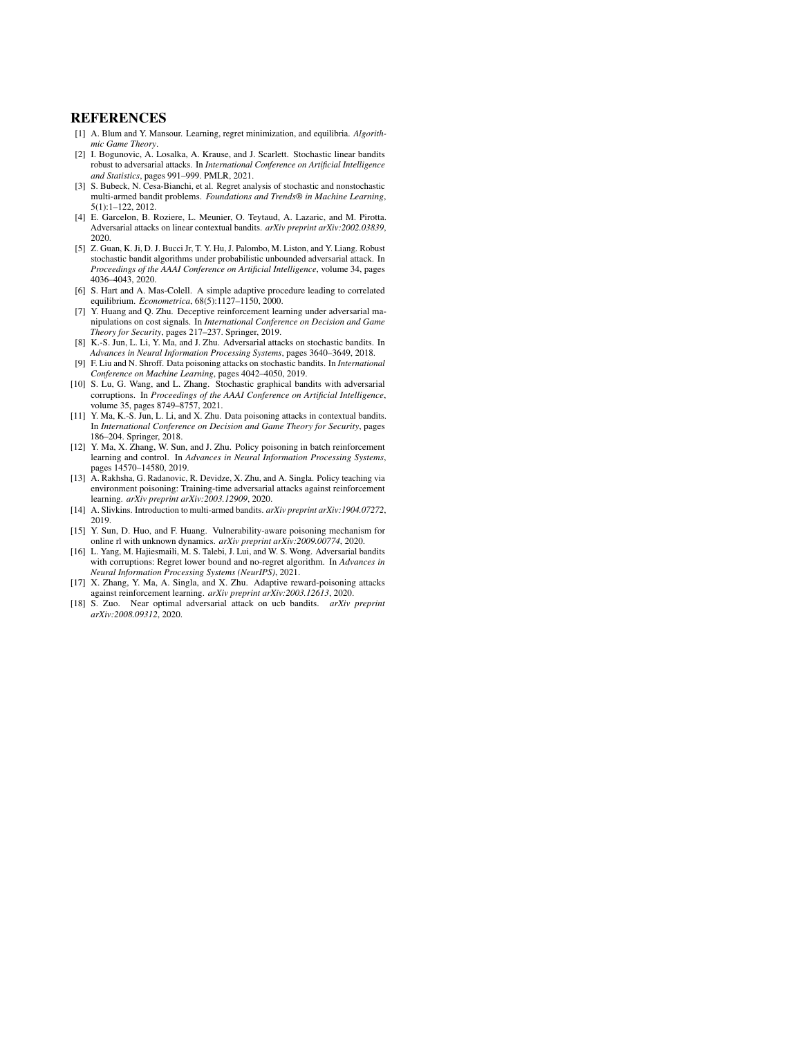## REFERENCES

[1] A. Blum and Y. Mansour. Learning, regret minimization, and equilibria. *Algorithmic Game Theory*.

[2] I. Bogunovic, A. Losalka, A. Krause, and J. Scarlett. Stochastic linear bandits robust to adversarial attacks. In *International Conference on Artificial Intelligence and Statistics*, pages 991–999. PMLR, 2021.

[3] S. Bubeck, N. Cesa-Bianchi, et al. Regret analysis of stochastic and nonstochastic multi-armed bandit problems. *Foundations and Trends® in Machine Learning*, 5(1):1–122, 2012.

[4] E. Garcelon, B. Roziere, L. Meunier, O. Teytaud, A. Lazaric, and M. Pirotta. Adversarial attacks on linear contextual bandits. *arXiv preprint arXiv:2002.03839*, 2020.

[5] Z. Guan, K. Ji, D. J. Bucci Jr, T. Y. Hu, J. Palombo, M. Liston, and Y. Liang. Robust stochastic bandit algorithms under probabilistic unbounded adversarial attack. In *Proceedings of the AAAI Conference on Artificial Intelligence*, volume 34, pages 4036–4043, 2020.

[6] S. Hart and A. Mas-Colell. A simple adaptive procedure leading to correlated equilibrium. *Econometrica*, 68(5):1127–1150, 2000.

[7] Y. Huang and Q. Zhu. Deceptive reinforcement learning under adversarial manipulations on cost signals. In *International Conference on Decision and Game Theory for Security*, pages 217–237. Springer, 2019.

[8] K.-S. Jun, L. Li, Y. Ma, and J. Zhu. Adversarial attacks on stochastic bandits. In *Advances in Neural Information Processing Systems*, pages 3640–3649, 2018.

[9] F. Liu and N. Shroff. Data poisoning attacks on stochastic bandits. In *International Conference on Machine Learning*, pages 4042–4050, 2019.

[10] S. Lu, G. Wang, and L. Zhang. Stochastic graphical bandits with adversarial corruptions. In *Proceedings of the AAAI Conference on Artificial Intelligence*, volume 35, pages 8749–8757, 2021.

[11] Y. Ma, K.-S. Jun, L. Li, and X. Zhu. Data poisoning attacks in contextual bandits. In *International Conference on Decision and Game Theory for Security*, pages 186–204. Springer, 2018.

[12] Y. Ma, X. Zhang, W. Sun, and J. Zhu. Policy poisoning in batch reinforcement learning and control. In *Advances in Neural Information Processing Systems*, pages 14570–14580, 2019.

[13] A. Rakhsha, G. Radanovic, R. Devidze, X. Zhu, and A. Singla. Policy teaching via environment poisoning: Training-time adversarial attacks against reinforcement learning. *arXiv preprint arXiv:2003.12909*, 2020.

[14] A. Slivkins. Introduction to multi-armed bandits. *arXiv preprint arXiv:1904.07272*, 2019.

[15] Y. Sun, D. Huo, and F. Huang. Vulnerability-aware poisoning mechanism for online rl with unknown dynamics. *arXiv preprint arXiv:2009.00774*, 2020.

[16] L. Yang, M. Hajiesmaili, M. S. Talebi, J. Lui, and W. S. Wong. Adversarial bandits with corruptions: Regret lower bound and no-regret algorithm. In *Advances in Neural Information Processing Systems (NeurIPS)*, 2021.

[17] X. Zhang, Y. Ma, A. Singla, and X. Zhu. Adaptive reward-poisoning attacks against reinforcement learning. *arXiv preprint arXiv:2003.12613*, 2020.

[18] S. Zuo. Near optimal adversarial attack on ucb bandits. *arXiv preprint arXiv:2008.09312*, 2020.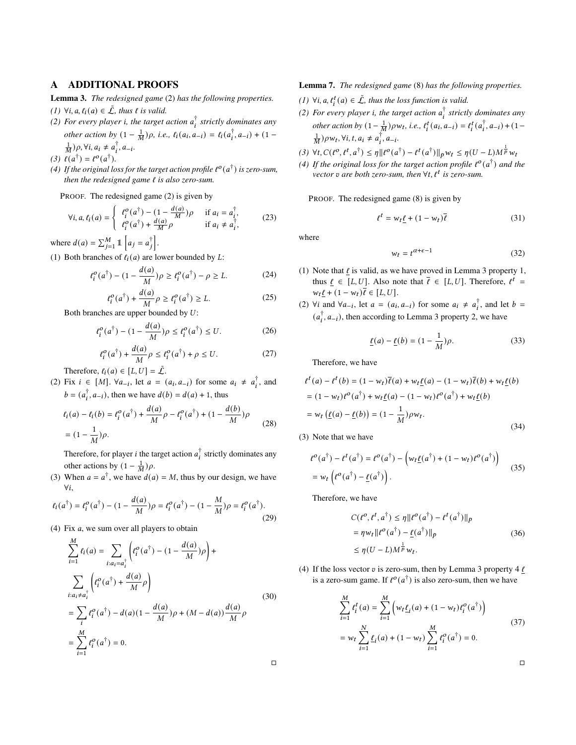# A ADDITIONAL PROOFS

**Lemma 3.** *The redesigned game (2) has the following properties.*

*(1) $\forall i, a, \ell_i(a) \in \tilde{\mathcal{L}}$, thus $\ell$ is valid.*

*(2) For every player i, the target action $a_i^\dagger$ strictly dominates any other action by $(1-\frac{1}{M})\rho$, i.e., $\ell_i(a_i, a_{-i}) = \ell_i(a_i^\dagger, a_{-i}) + (1-\frac{1}{M})\rho, \forall i, a_i \neq a_i^\dagger, a_{-i}$.*

*(3) $\ell(a^\dagger) = \ell^o(a^\dagger)$.*

*(4) If the original loss for the target action profile $\ell^o(a^\dagger)$ is zero-sum, then the redesigned game $\ell$ is also zero-sum.*

Proof. The redesigned game (2) is given by

$$\forall i, a, \ell_i(a) = \begin{cases} \ell_i^o(a^\dagger) - (1-\frac{d(a)}{M})\rho & \text{if } a_i = a_i^\dagger, \\ \ell_i^o(a^\dagger) + \frac{d(a)}{M}\rho & \text{if } a_i \neq a_i^\dagger, \end{cases} \tag{23}$$

where $d(a) = \sum_{j=1}^M \mathbb{1}\left[a_j = a_j^\dagger\right]$.

(1) Both branches of $\ell_i(a)$ are lower bounded by $L$:

$$\ell_i^o(a^\dagger) - (1-\frac{d(a)}{M})\rho \geq \ell_i^o(a^\dagger) - \rho \geq L. \tag{24}$$

$$\ell_i^o(a^\dagger) + \frac{d(a)}{M}\rho \geq \ell_i^o(a^\dagger) \geq L. \tag{25}$$

Both branches are upper bounded by $U$:

$$\ell_i^o(a^\dagger) - (1-\frac{d(a)}{M})\rho \leq \ell_i^o(a^\dagger) \leq U. \tag{26}$$

$$\ell_i^o(a^\dagger) + \frac{d(a)}{M}\rho \leq \ell_i^o(a^\dagger) + \rho \leq U. \tag{27}$$

Therefore, $\ell_i(a) \in [L, U] = \tilde{\mathcal{L}}$.

(2) Fix $i \in [M]$. $\forall a_{-i}$, let $a = (a_i, a_{-i})$ for some $a_i \neq a_i^\dagger$, and $b = (a_i^\dagger, a_{-i})$, then we have $d(b) = d(a) + 1$, thus

$$\begin{aligned} \ell_i(a) - \ell_i(b) &= \ell_i^o(a^\dagger) + \frac{d(a)}{M}\rho - \ell_i^o(a^\dagger) + (1-\frac{d(b)}{M})\rho \\ &= (1-\frac{1}{M})\rho. \end{aligned} \tag{28}$$

Therefore, for player $i$ the target action $a_i^\dagger$ strictly dominates any other actions by $(1-\frac{1}{M})\rho$.

(3) When $a = a^\dagger$, we have $d(a) = M$, thus by our design, we have $\forall i$,

$$\ell_i(a^\dagger) = \ell_i^o(a^\dagger) - (1-\frac{d(a)}{M})\rho = \ell_i^o(a^\dagger) - (1-\frac{M}{M})\rho = \ell_i^o(a^\dagger). \tag{29}$$

(4) Fix $a$, we sum over all players to obtain

$$\begin{aligned} \sum_{i=1}^M \ell_i(a) &= \sum_{i:a_i=a_i^\dagger} \left(\ell_i^o(a^\dagger) - (1-\frac{d(a)}{M})\rho\right) + \\ &\quad \sum_{i:a_i\neq a_i^\dagger} \left(\ell_i^o(a^\dagger) + \frac{d(a)}{M}\rho\right) \\ &= \sum_i \ell_i^o(a^\dagger) - d(a)(1-\frac{d(a)}{M})\rho + (M-d(a))\frac{d(a)}{M}\rho \\ &= \sum_{i=1}^M \ell_i^o(a^\dagger) = 0. \end{aligned} \tag{30}$$

□

**Lemma 7.** *The redesigned game (8) has the following properties.*

*(1) $\forall i, a, \ell_i^t(a) \in \tilde{\mathcal{L}}$, thus the loss function is valid.*

*(2) For every player i, the target action $a_i^\dagger$ strictly dominates any other action by $(1-\frac{1}{M})\rho w_t$, i.e., $\ell_i^t(a_i, a_{-i}) = \ell_i^t(a_i^\dagger, a_{-i}) + (1-\frac{1}{M})\rho w_t, \forall i, t, a_i \neq a_i^\dagger, a_{-i}$.*

*(3) $\forall t, C(\ell^o, \ell^t, a^\dagger) \leq \eta\|\ell^o(a^\dagger) - \ell^t(a^\dagger)\|_p w_t \leq \eta(U-L)M^{\frac{1}{p}} w_t$*

*(4) If the original loss for the target action profile $\ell^o(a^\dagger)$ and the vector $v$ are both zero-sum, then $\forall t, \ell^t$ is zero-sum.*

Proof. The redesigned game (8) is given by

$$\ell^t = w_t \underline{\ell} + (1-w_t)\overline{\ell} \tag{31}$$

where

$$w_t = t^{\alpha+\epsilon-1} \tag{32}$$

(1) Note that $\underline{\ell}$ is valid, as we have proved in Lemma 3 property 1, thus $\underline{\ell} \in [L, U]$. Also note that $\overline{\ell} \in [L, U]$. Therefore, $\ell^t = w_t\underline{\ell} + (1-w_t)\overline{\ell} \in [L, U]$.

(2) $\forall i$ and $\forall a_{-i}$, let $a = (a_i, a_{-i})$ for some $a_i \neq a_i^\dagger$, and let $b = (a_i^\dagger, a_{-i})$, then according to Lemma 3 property 2, we have

$$\underline{\ell}(a) - \underline{\ell}(b) = (1-\frac{1}{M})\rho. \tag{33}$$

Therefore, we have

$$\begin{aligned} \ell^t(a) - \ell^t(b) &= (1-w_t)\overline{\ell}(a) + w_t\underline{\ell}(a) - (1-w_t)\overline{\ell}(b) + w_t\underline{\ell}(b) \\ &= (1-w_t)\ell^o(a^\dagger) + w_t\underline{\ell}(a) - (1-w_t)\ell^o(a^\dagger) + w_t\underline{\ell}(b) \\ &= w_t\left(\underline{\ell}(a) - \underline{\ell}(b)\right) = (1-\frac{1}{M})\rho w_t. \end{aligned} \tag{34}$$

(3) Note that we have

$$\begin{aligned} \ell^o(a^\dagger) - \ell^t(a^\dagger) &= \ell^o(a^\dagger) - \left(w_t\underline{\ell}(a^\dagger) + (1-w_t)\ell^o(a^\dagger)\right) \\ &= w_t\left(\ell^o(a^\dagger) - \underline{\ell}(a^\dagger)\right). \end{aligned} \tag{35}$$

Therefore, we have

$$\begin{aligned} C(\ell^o, \ell^t, a^\dagger) &\leq \eta\|\ell^o(a^\dagger) - \ell^t(a^\dagger)\|_p \\ &= \eta w_t\|\ell^o(a^\dagger) - \underline{\ell}(a^\dagger)\|_p \\ &\leq \eta(U-L)M^{\frac{1}{p}} w_t. \end{aligned} \tag{36}$$

(4) If the loss vector $v$ is zero-sum, then by Lemma 3 property 4 $\underline{\ell}$ is a zero-sum game. If $\ell^o(a^\dagger)$ is also zero-sum, then we have

$$\begin{aligned} \sum_{i=1}^M \ell_i^t(a) &= \sum_{i=1}^M \left(w_t\underline{\ell}_i(a) + (1-w_t)\ell_i^o(a^\dagger)\right) \\ &= w_t\sum_{i=1}^N \underline{\ell}_i(a) + (1-w_t)\sum_{i=1}^M \ell_i^o(a^\dagger) = 0. \end{aligned} \tag{37}$$

□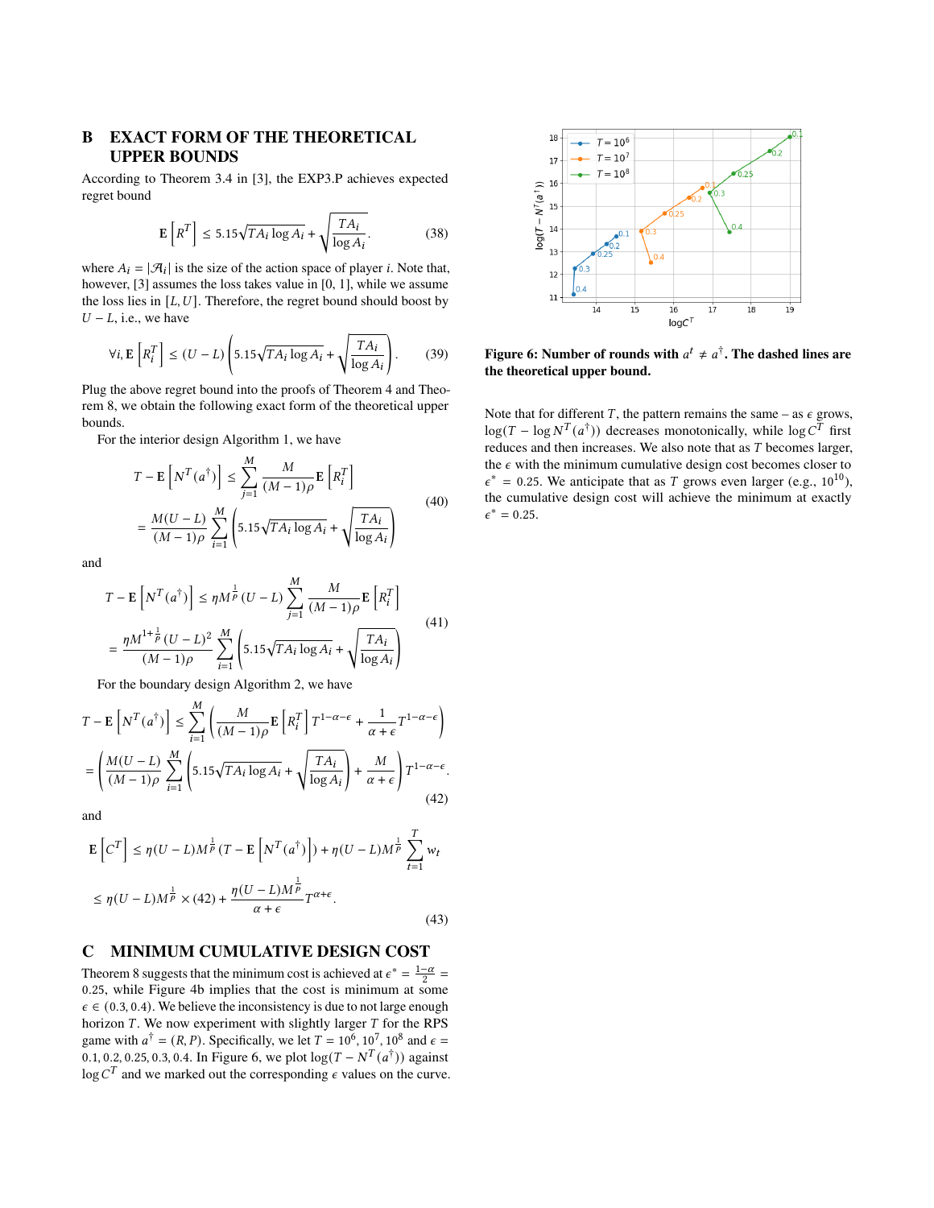## B EXACT FORM OF THE THEORETICAL UPPER BOUNDS

According to Theorem 3.4 in [3], the EXP3.P achieves expected regret bound

$$\mathbf{E}\left[R^T\right] \leq 5.15\sqrt{TA_i \log A_i} + \sqrt{\frac{TA_i}{\log A_i}}. \tag{38}$$

where $A_i = |\mathcal{A}_i|$ is the size of the action space of player $i$. Note that, however, [3] assumes the loss takes value in $[0, 1]$, while we assume the loss lies in $[L, U]$. Therefore, the regret bound should boost by $U - L$, i.e., we have

$$\forall i, \mathbf{E}\left[R_i^T\right] \leq (U - L)\left(5.15\sqrt{TA_i \log A_i} + \sqrt{\frac{TA_i}{\log A_i}}\right). \tag{39}$$

Plug the above regret bound into the proofs of Theorem 4 and Theorem 8, we obtain the following exact form of the theoretical upper bounds.

For the interior design Algorithm 1, we have

$$\begin{aligned} T - \mathbf{E}\left[N^T(a^\dagger)\right] &\leq \sum_{j=1}^{M} \frac{M}{(M-1)\rho}\mathbf{E}\left[R_i^T\right] \\ &= \frac{M(U-L)}{(M-1)\rho}\sum_{i=1}^{M}\left(5.15\sqrt{TA_i \log A_i} + \sqrt{\frac{TA_i}{\log A_i}}\right) \end{aligned} \tag{40}$$

and

$$\begin{aligned} T - \mathbf{E}\left[N^T(a^\dagger)\right] &\leq \eta M^{\frac{1}{p}}(U-L)\sum_{j=1}^{M} \frac{M}{(M-1)\rho}\mathbf{E}\left[R_i^T\right] \\ &= \frac{\eta M^{1+\frac{1}{p}}(U-L)^2}{(M-1)\rho}\sum_{i=1}^{M}\left(5.15\sqrt{TA_i \log A_i} + \sqrt{\frac{TA_i}{\log A_i}}\right) \end{aligned} \tag{41}$$

For the boundary design Algorithm 2, we have

$$\begin{aligned} T - \mathbf{E}\left[N^T(a^\dagger)\right] &\leq \sum_{i=1}^{M}\left(\frac{M}{(M-1)\rho}\mathbf{E}\left[R_i^T\right]T^{1-\alpha-\epsilon} + \frac{1}{\alpha+\epsilon}T^{1-\alpha-\epsilon}\right) \\ &= \left(\frac{M(U-L)}{(M-1)\rho}\sum_{i=1}^{M}\left(5.15\sqrt{TA_i \log A_i} + \sqrt{\frac{TA_i}{\log A_i}}\right) + \frac{M}{\alpha+\epsilon}\right)T^{1-\alpha-\epsilon}. \end{aligned} \tag{42}$$

and

$$\begin{aligned} \mathbf{E}\left[C^T\right] &\leq \eta(U-L)M^{\frac{1}{p}}(T - \mathbf{E}\left[N^T(a^\dagger)\right]) + \eta(U-L)M^{\frac{1}{p}}\sum_{t=1}^{T} w_t \\ &\leq \eta(U-L)M^{\frac{1}{p}} \times (42) + \frac{\eta(U-L)M^{\frac{1}{p}}}{\alpha+\epsilon}T^{\alpha+\epsilon}. \end{aligned} \tag{43}$$

## C MINIMUM CUMULATIVE DESIGN COST

Theorem 8 suggests that the minimum cost is achieved at $\epsilon^* = \frac{1-\alpha}{2} = 0.25$, while Figure 4b implies that the cost is minimum at some $\epsilon \in (0.3, 0.4)$. We believe the inconsistency is due to not large enough horizon $T$. We now experiment with slightly larger $T$ for the RPS game with $a^\dagger = (R, P)$. Specifically, we let $T = 10^6, 10^7, 10^8$ and $\epsilon = 0.1, 0.2, 0.25, 0.3, 0.4$. In Figure 6, we plot $\log(T - N^T(a^\dagger))$ against $\log C^T$ and we marked out the corresponding $\epsilon$ values on the curve.

$T = 10^6$
$T = 10^7$
$T = 10^8$
$\log(T - N^T(a^\dagger))$
$\log C^T$

**Figure 6: Number of rounds with $a^t \neq a^\dagger$. The dashed lines are the theoretical upper bound.**

Note that for different $T$, the pattern remains the same – as $\epsilon$ grows, $\log(T - \log N^T(a^\dagger))$ decreases monotonically, while $\log C^T$ first reduces and then increases. We also note that as $T$ becomes larger, the $\epsilon$ with the minimum cumulative design cost becomes closer to $\epsilon^* = 0.25$. We anticipate that as $T$ grows even larger (e.g., $10^{10}$), the cumulative design cost will achieve the minimum at exactly $\epsilon^* = 0.25$.